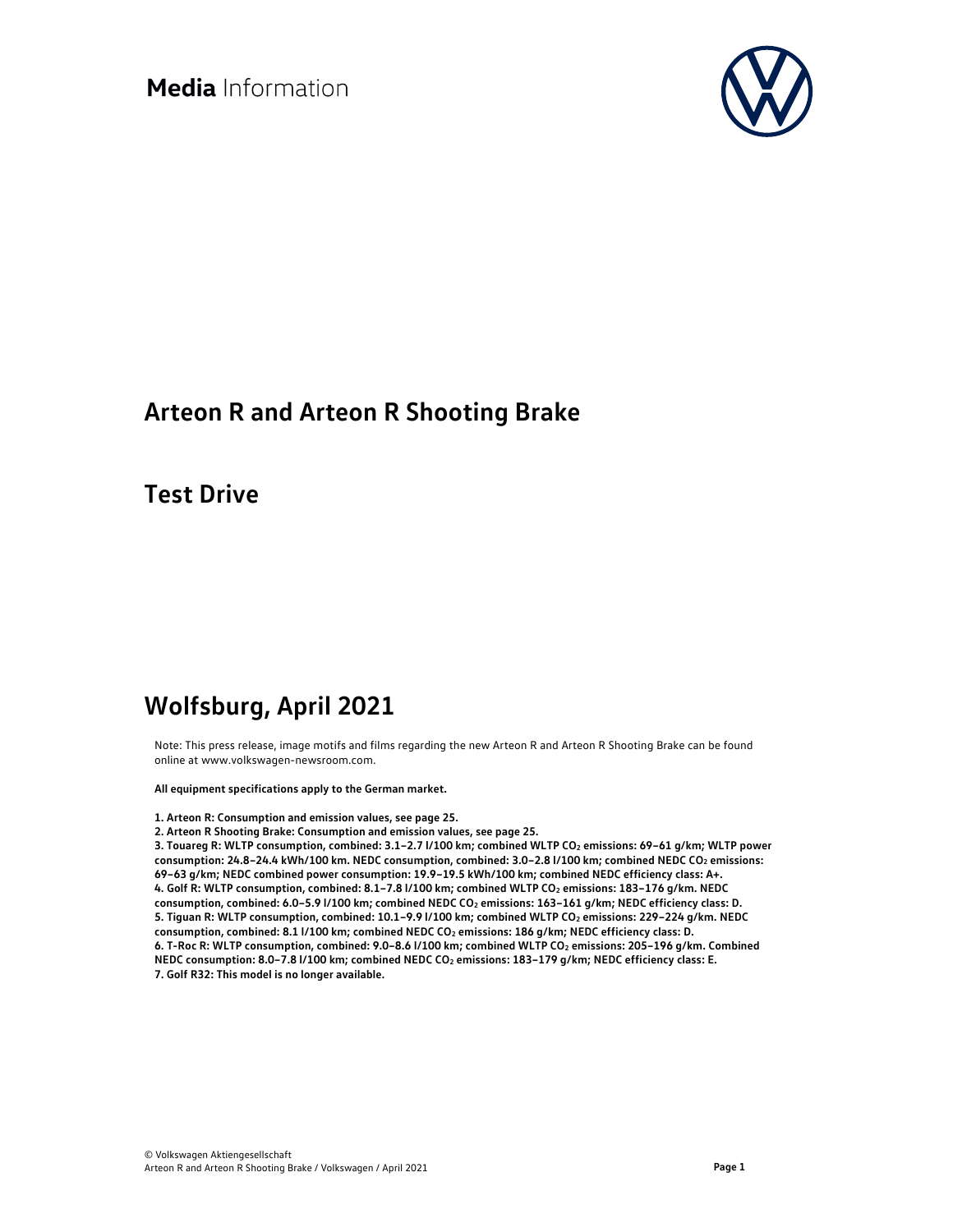**Media** Information

# Arteon R and Arteon R Shooting Brake

## Test Drive

## Wolfsburg, April 2021

Note: This press release, image motifs and films regarding the new Arteon R and Arteon R Shooting Brake can be found online at www.volkswagen-newsroom.com.

**All equipment specifications apply to the German market.**

**1. Arteon R: Consumption and emission values, see page 25.**
**2. Arteon R Shooting Brake: Consumption and emission values, see page 25.**
**3. Touareg R: WLTP consumption, combined: 3.1–2.7 l/100 km; combined WLTP $CO_2$ emissions: 69–61 g/km; WLTP power consumption: 24.8–24.4 kWh/100 km. NEDC consumption, combined: 3.0–2.8 l/100 km; combined NEDC $CO_2$ emissions: 69–63 g/km; NEDC combined power consumption: 19.9–19.5 kWh/100 km; combined NEDC efficiency class: A+.**
**4. Golf R: WLTP consumption, combined: 8.1–7.8 l/100 km; combined WLTP $CO_2$ emissions: 183–176 g/km. NEDC consumption, combined: 6.0–5.9 l/100 km; combined NEDC $CO_2$ emissions: 163–161 g/km; NEDC efficiency class: D.**
**5. Tiguan R: WLTP consumption, combined: 10.1–9.9 l/100 km; combined WLTP $CO_2$ emissions: 229–224 g/km. NEDC consumption, combined: 8.1 l/100 km; combined NEDC $CO_2$ emissions: 186 g/km; NEDC efficiency class: D.**
**6. T-Roc R: WLTP consumption, combined: 9.0–8.6 l/100 km; combined WLTP $CO_2$ emissions: 205–196 g/km. Combined NEDC consumption: 8.0–7.8 l/100 km; combined NEDC $CO_2$ emissions: 183–179 g/km; NEDC efficiency class: E.**
**7. Golf R32: This model is no longer available.**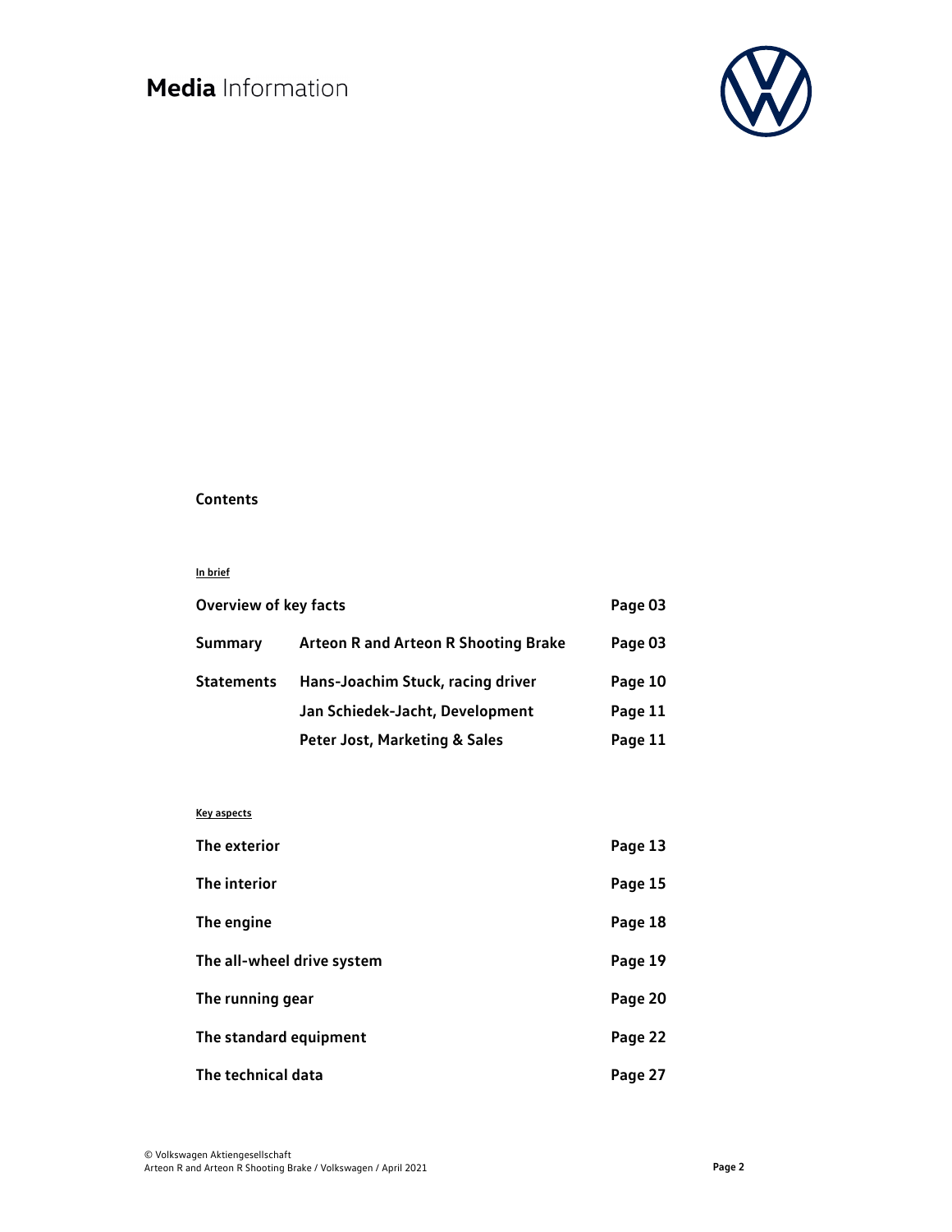## Contents

**In brief**

| | | |
|---|---|---|
| **Overview of key facts** | | **Page 03** |
| **Summary** | **Arteon R and Arteon R Shooting Brake** | **Page 03** |
| **Statements** | **Hans-Joachim Stuck, racing driver** | **Page 10** |
| | **Jan Schiedek-Jacht, Development** | **Page 11** |
| | **Peter Jost, Marketing & Sales** | **Page 11** |

**Key aspects**

| | |
|---|---|
| **The exterior** | **Page 13** |
| **The interior** | **Page 15** |
| **The engine** | **Page 18** |
| **The all-wheel drive system** | **Page 19** |
| **The running gear** | **Page 20** |
| **The standard equipment** | **Page 22** |
| **The technical data** | **Page 27** |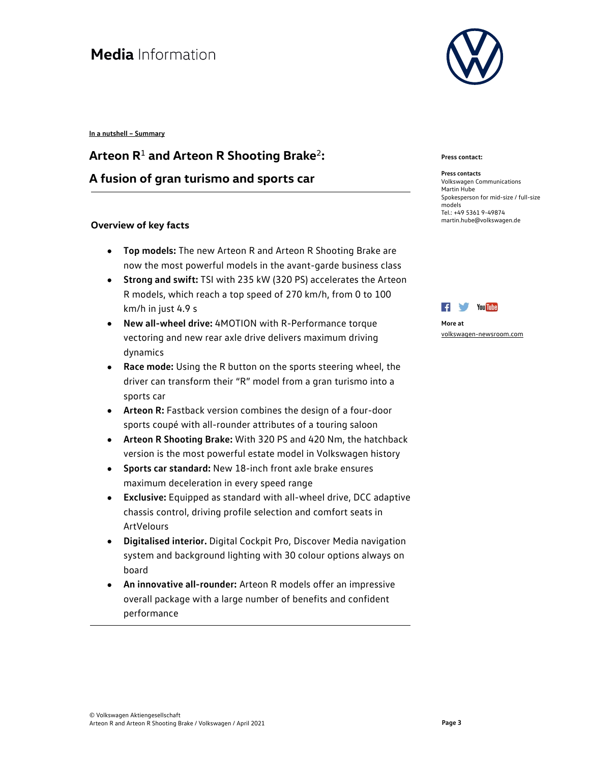Media Information

In a nutshell – Summary

## Arteon R[1] and Arteon R Shooting Brake[2]:

## A fusion of gran turismo and sports car

### Overview of key facts

- **Top models:** The new Arteon R and Arteon R Shooting Brake are now the most powerful models in the avant-garde business class
- **Strong and swift:** TSI with 235 kW (320 PS) accelerates the Arteon R models, which reach a top speed of 270 km/h, from 0 to 100 km/h in just 4.9 s
- **New all-wheel drive:** 4MOTION with R-Performance torque vectoring and new rear axle drive delivers maximum driving dynamics
- **Race mode:** Using the R button on the sports steering wheel, the driver can transform their "R" model from a gran turismo into a sports car
- **Arteon R:** Fastback version combines the design of a four-door sports coupé with all-rounder attributes of a touring saloon
- **Arteon R Shooting Brake:** With 320 PS and 420 Nm, the hatchback version is the most powerful estate model in Volkswagen history
- **Sports car standard:** New 18-inch front axle brake ensures maximum deceleration in every speed range
- **Exclusive:** Equipped as standard with all-wheel drive, DCC adaptive chassis control, driving profile selection and comfort seats in ArtVelours
- **Digitalised interior.** Digital Cockpit Pro, Discover Media navigation system and background lighting with 30 colour options always on board
- **An innovative all-rounder:** Arteon R models offer an impressive overall package with a large number of benefits and confident performance

**Press contact:**

**Press contacts**
Volkswagen Communications
Martin Hube
Spokesperson for mid-size / full-size models
Tel.: +49 5361 9-49874
martin.hube@volkswagen.de

**More at**
volkswagen-newsroom.com

© Volkswagen Aktiengesellschaft
Arteon R and Arteon R Shooting Brake / Volkswagen / April 2021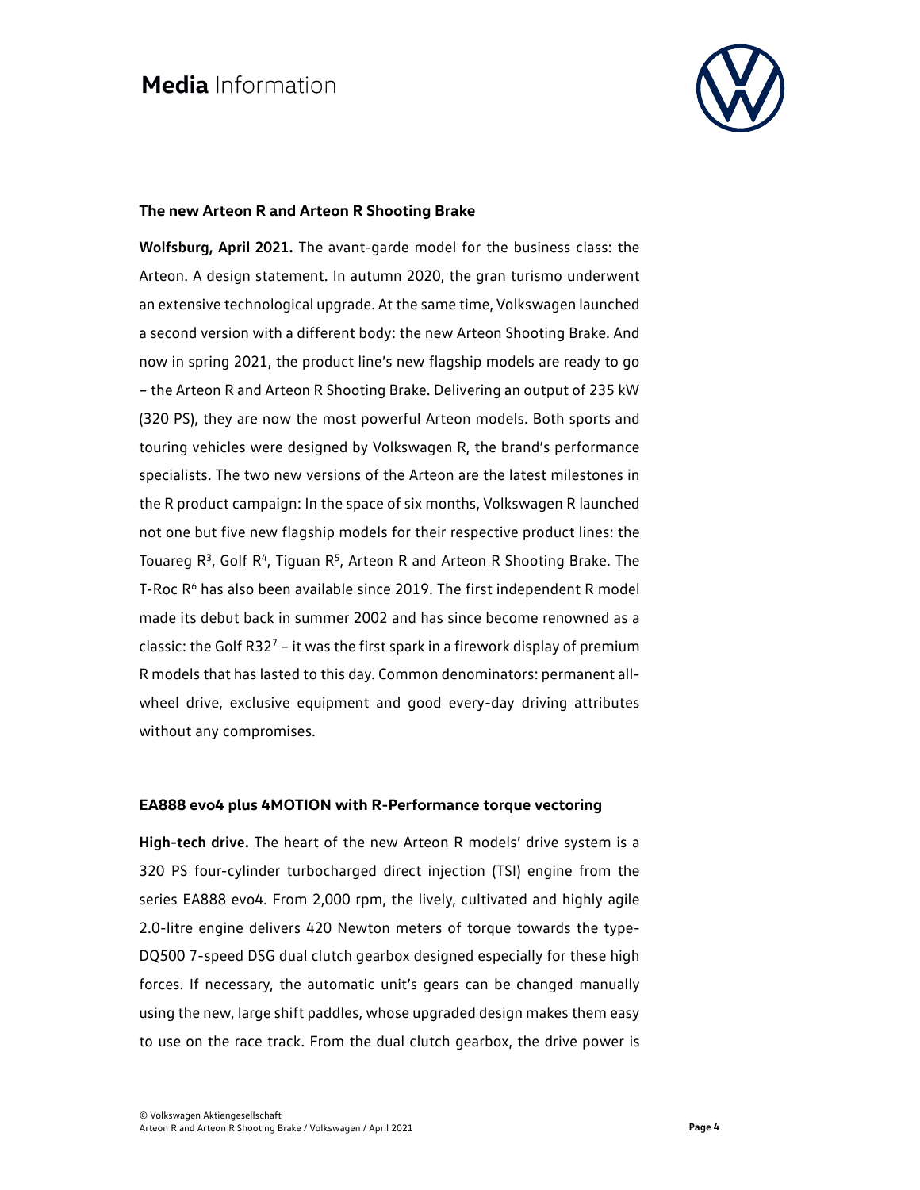### The new Arteon R and Arteon R Shooting Brake

**Wolfsburg, April 2021.** The avant-garde model for the business class: the Arteon. A design statement. In autumn 2020, the gran turismo underwent an extensive technological upgrade. At the same time, Volkswagen launched a second version with a different body: the new Arteon Shooting Brake. And now in spring 2021, the product line's new flagship models are ready to go – the Arteon R and Arteon R Shooting Brake. Delivering an output of 235 kW (320 PS), they are now the most powerful Arteon models. Both sports and touring vehicles were designed by Volkswagen R, the brand's performance specialists. The two new versions of the Arteon are the latest milestones in the R product campaign: In the space of six months, Volkswagen R launched not one but five new flagship models for their respective product lines: the Touareg R[3], Golf R[4], Tiguan R[5], Arteon R and Arteon R Shooting Brake. The T-Roc R[6] has also been available since 2019. The first independent R model made its debut back in summer 2002 and has since become renowned as a classic: the Golf R32[7] – it was the first spark in a firework display of premium R models that has lasted to this day. Common denominators: permanent all-wheel drive, exclusive equipment and good every-day driving attributes without any compromises.

### EA888 evo4 plus 4MOTION with R-Performance torque vectoring

**High-tech drive.** The heart of the new Arteon R models' drive system is a 320 PS four-cylinder turbocharged direct injection (TSI) engine from the series EA888 evo4. From 2,000 rpm, the lively, cultivated and highly agile 2.0-litre engine delivers 420 Newton meters of torque towards the type-DQ500 7-speed DSG dual clutch gearbox designed especially for these high forces. If necessary, the automatic unit's gears can be changed manually using the new, large shift paddles, whose upgraded design makes them easy to use on the race track. From the dual clutch gearbox, the drive power is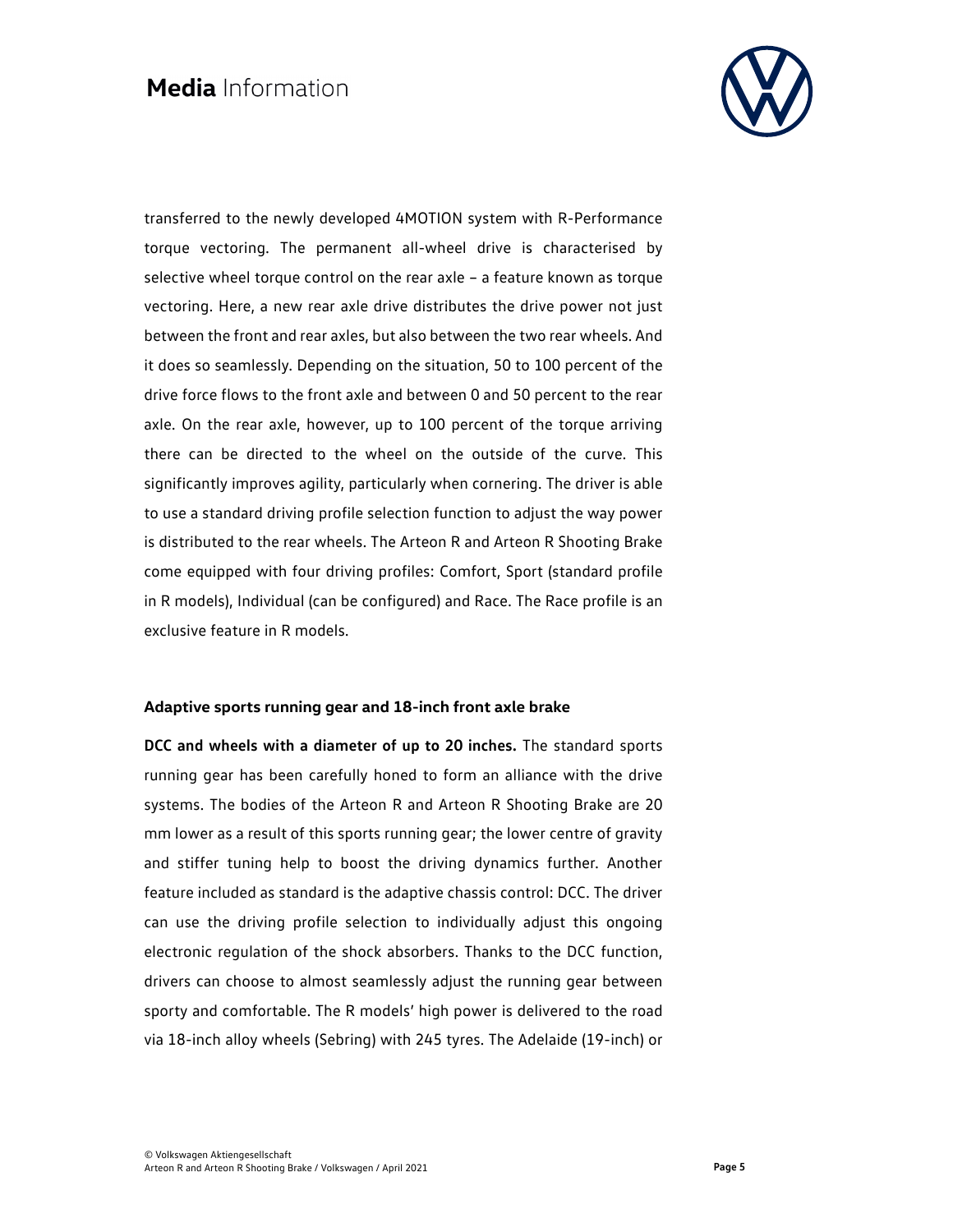transferred to the newly developed 4MOTION system with R-Performance torque vectoring. The permanent all-wheel drive is characterised by selective wheel torque control on the rear axle – a feature known as torque vectoring. Here, a new rear axle drive distributes the drive power not just between the front and rear axles, but also between the two rear wheels. And it does so seamlessly. Depending on the situation, 50 to 100 percent of the drive force flows to the front axle and between 0 and 50 percent to the rear axle. On the rear axle, however, up to 100 percent of the torque arriving there can be directed to the wheel on the outside of the curve. This significantly improves agility, particularly when cornering. The driver is able to use a standard driving profile selection function to adjust the way power is distributed to the rear wheels. The Arteon R and Arteon R Shooting Brake come equipped with four driving profiles: Comfort, Sport (standard profile in R models), Individual (can be configured) and Race. The Race profile is an exclusive feature in R models.

#### Adaptive sports running gear and 18-inch front axle brake

**DCC and wheels with a diameter of up to 20 inches.** The standard sports running gear has been carefully honed to form an alliance with the drive systems. The bodies of the Arteon R and Arteon R Shooting Brake are 20 mm lower as a result of this sports running gear; the lower centre of gravity and stiffer tuning help to boost the driving dynamics further. Another feature included as standard is the adaptive chassis control: DCC. The driver can use the driving profile selection to individually adjust this ongoing electronic regulation of the shock absorbers. Thanks to the DCC function, drivers can choose to almost seamlessly adjust the running gear between sporty and comfortable. The R models' high power is delivered to the road via 18-inch alloy wheels (Sebring) with 245 tyres. The Adelaide (19-inch) or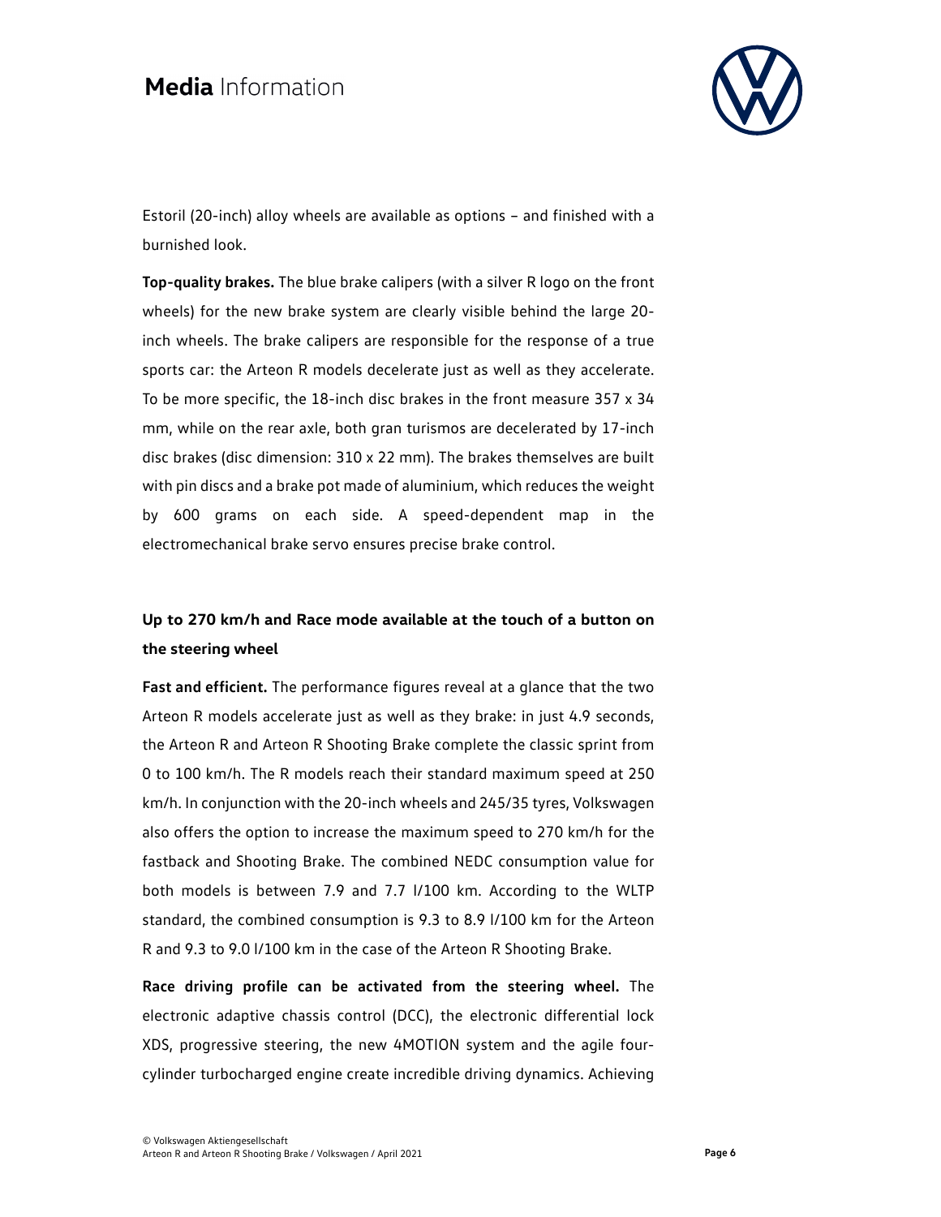Estoril (20-inch) alloy wheels are available as options – and finished with a burnished look.

**Top-quality brakes.** The blue brake calipers (with a silver R logo on the front wheels) for the new brake system are clearly visible behind the large 20-inch wheels. The brake calipers are responsible for the response of a true sports car: the Arteon R models decelerate just as well as they accelerate. To be more specific, the 18-inch disc brakes in the front measure 357 x 34 mm, while on the rear axle, both gran turismos are decelerated by 17-inch disc brakes (disc dimension: 310 x 22 mm). The brakes themselves are built with pin discs and a brake pot made of aluminium, which reduces the weight by 600 grams on each side. A speed-dependent map in the electromechanical brake servo ensures precise brake control.

## Up to 270 km/h and Race mode available at the touch of a button on the steering wheel

**Fast and efficient.** The performance figures reveal at a glance that the two Arteon R models accelerate just as well as they brake: in just 4.9 seconds, the Arteon R and Arteon R Shooting Brake complete the classic sprint from 0 to 100 km/h. The R models reach their standard maximum speed at 250 km/h. In conjunction with the 20-inch wheels and 245/35 tyres, Volkswagen also offers the option to increase the maximum speed to 270 km/h for the fastback and Shooting Brake. The combined NEDC consumption value for both models is between 7.9 and 7.7 l/100 km. According to the WLTP standard, the combined consumption is 9.3 to 8.9 l/100 km for the Arteon R and 9.3 to 9.0 l/100 km in the case of the Arteon R Shooting Brake.

**Race driving profile can be activated from the steering wheel.** The electronic adaptive chassis control (DCC), the electronic differential lock XDS, progressive steering, the new 4MOTION system and the agile four-cylinder turbocharged engine create incredible driving dynamics. Achieving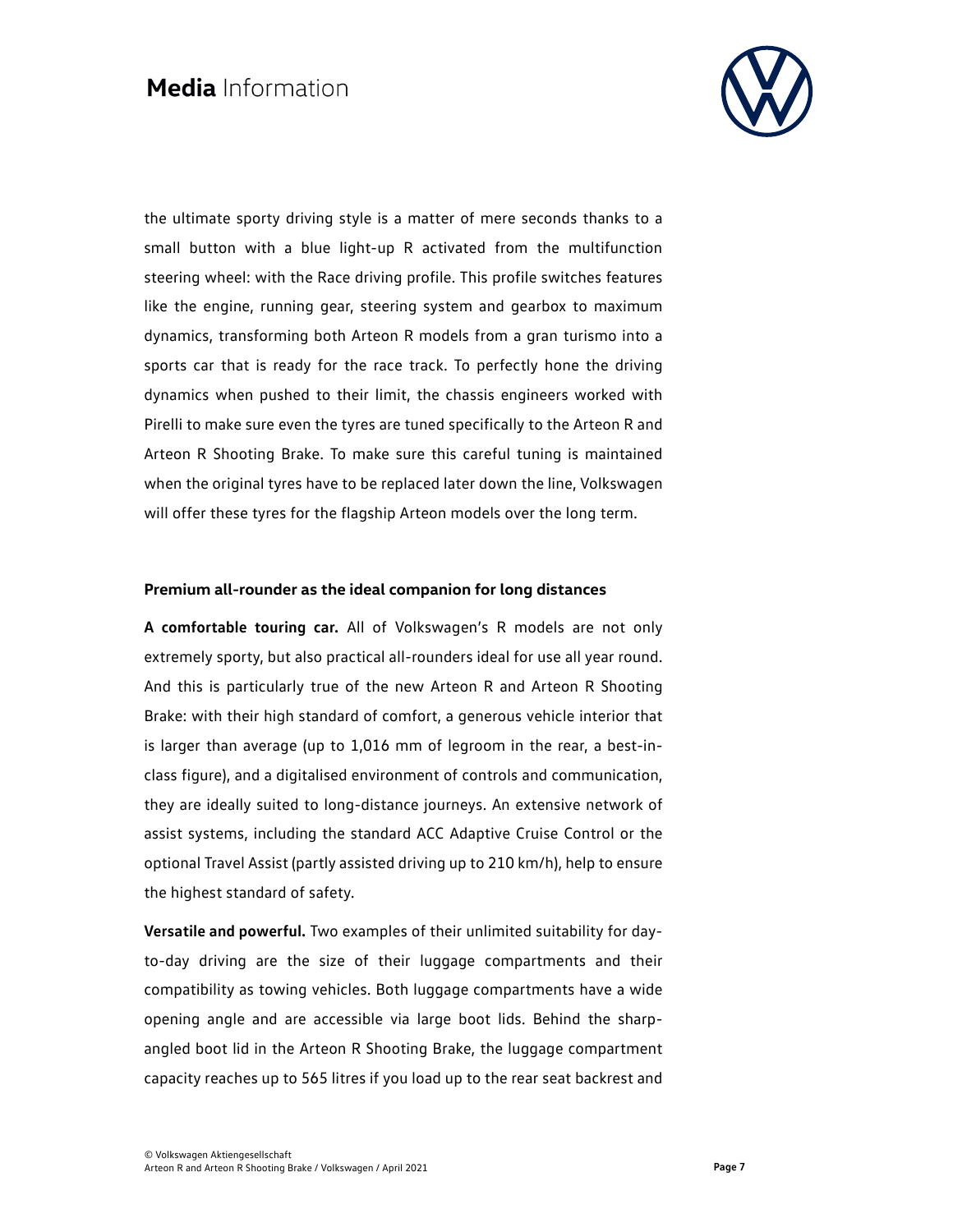the ultimate sporty driving style is a matter of mere seconds thanks to a small button with a blue light-up R activated from the multifunction steering wheel: with the Race driving profile. This profile switches features like the engine, running gear, steering system and gearbox to maximum dynamics, transforming both Arteon R models from a gran turismo into a sports car that is ready for the race track. To perfectly hone the driving dynamics when pushed to their limit, the chassis engineers worked with Pirelli to make sure even the tyres are tuned specifically to the Arteon R and Arteon R Shooting Brake. To make sure this careful tuning is maintained when the original tyres have to be replaced later down the line, Volkswagen will offer these tyres for the flagship Arteon models over the long term.

**Premium all-rounder as the ideal companion for long distances**

**A comfortable touring car.** All of Volkswagen's R models are not only extremely sporty, but also practical all-rounders ideal for use all year round. And this is particularly true of the new Arteon R and Arteon R Shooting Brake: with their high standard of comfort, a generous vehicle interior that is larger than average (up to 1,016 mm of legroom in the rear, a best-in-class figure), and a digitalised environment of controls and communication, they are ideally suited to long-distance journeys. An extensive network of assist systems, including the standard ACC Adaptive Cruise Control or the optional Travel Assist (partly assisted driving up to 210 km/h), help to ensure the highest standard of safety.

**Versatile and powerful.** Two examples of their unlimited suitability for day-to-day driving are the size of their luggage compartments and their compatibility as towing vehicles. Both luggage compartments have a wide opening angle and are accessible via large boot lids. Behind the sharp-angled boot lid in the Arteon R Shooting Brake, the luggage compartment capacity reaches up to 565 litres if you load up to the rear seat backrest and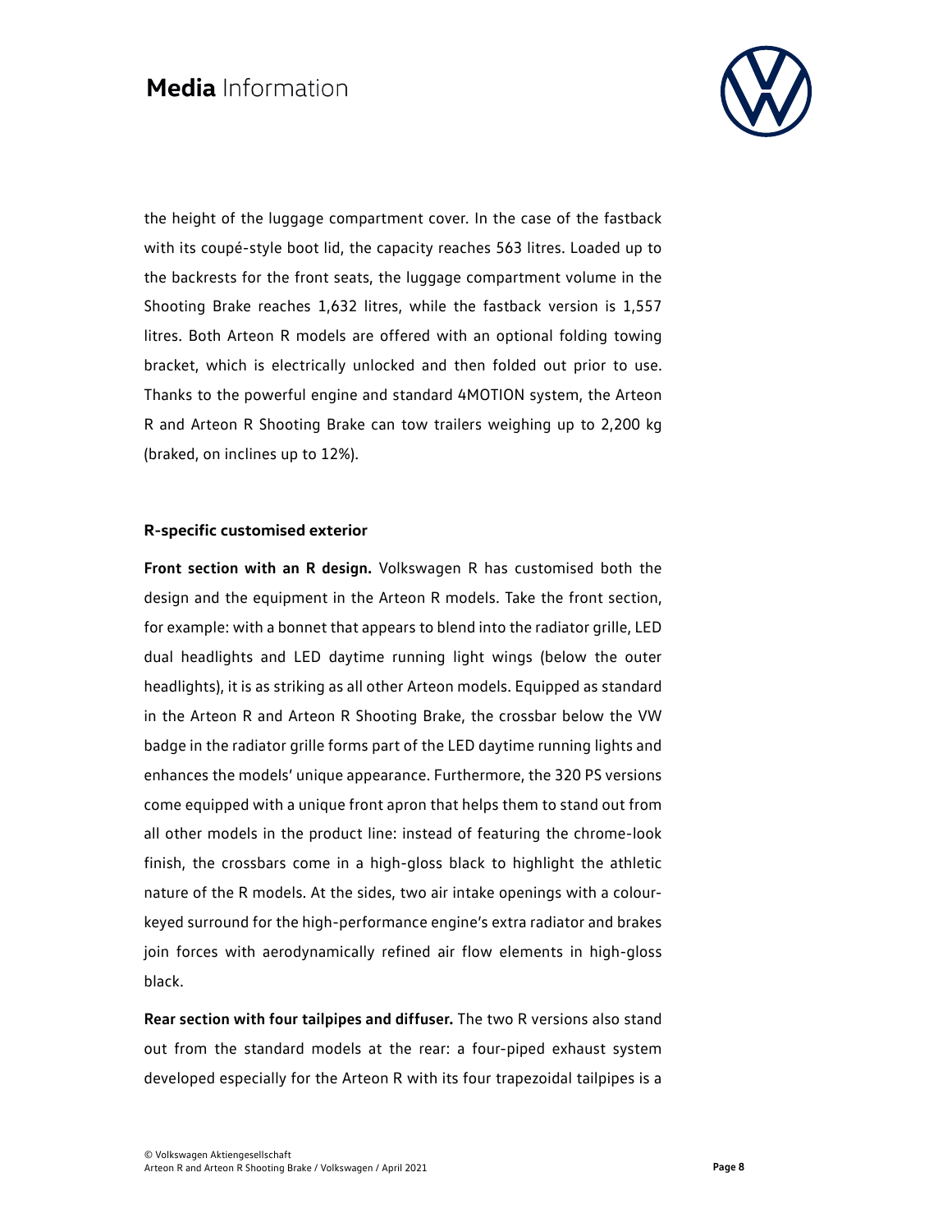the height of the luggage compartment cover. In the case of the fastback with its coupé-style boot lid, the capacity reaches 563 litres. Loaded up to the backrests for the front seats, the luggage compartment volume in the Shooting Brake reaches 1,632 litres, while the fastback version is 1,557 litres. Both Arteon R models are offered with an optional folding towing bracket, which is electrically unlocked and then folded out prior to use. Thanks to the powerful engine and standard 4MOTION system, the Arteon R and Arteon R Shooting Brake can tow trailers weighing up to 2,200 kg (braked, on inclines up to 12%).

**R-specific customised exterior**

**Front section with an R design.** Volkswagen R has customised both the design and the equipment in the Arteon R models. Take the front section, for example: with a bonnet that appears to blend into the radiator grille, LED dual headlights and LED daytime running light wings (below the outer headlights), it is as striking as all other Arteon models. Equipped as standard in the Arteon R and Arteon R Shooting Brake, the crossbar below the VW badge in the radiator grille forms part of the LED daytime running lights and enhances the models' unique appearance. Furthermore, the 320 PS versions come equipped with a unique front apron that helps them to stand out from all other models in the product line: instead of featuring the chrome-look finish, the crossbars come in a high-gloss black to highlight the athletic nature of the R models. At the sides, two air intake openings with a colour-keyed surround for the high-performance engine's extra radiator and brakes join forces with aerodynamically refined air flow elements in high-gloss black.

**Rear section with four tailpipes and diffuser.** The two R versions also stand out from the standard models at the rear: a four-piped exhaust system developed especially for the Arteon R with its four trapezoidal tailpipes is a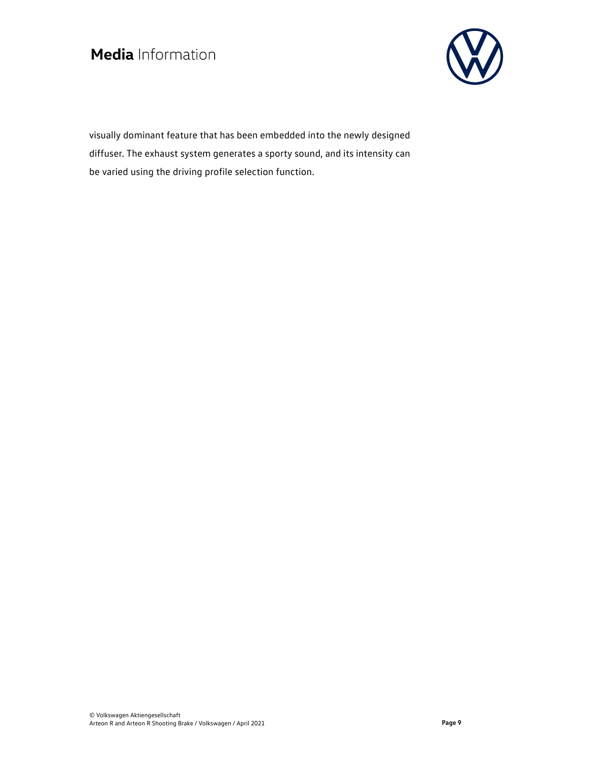visually dominant feature that has been embedded into the newly designed diffuser. The exhaust system generates a sporty sound, and its intensity can be varied using the driving profile selection function.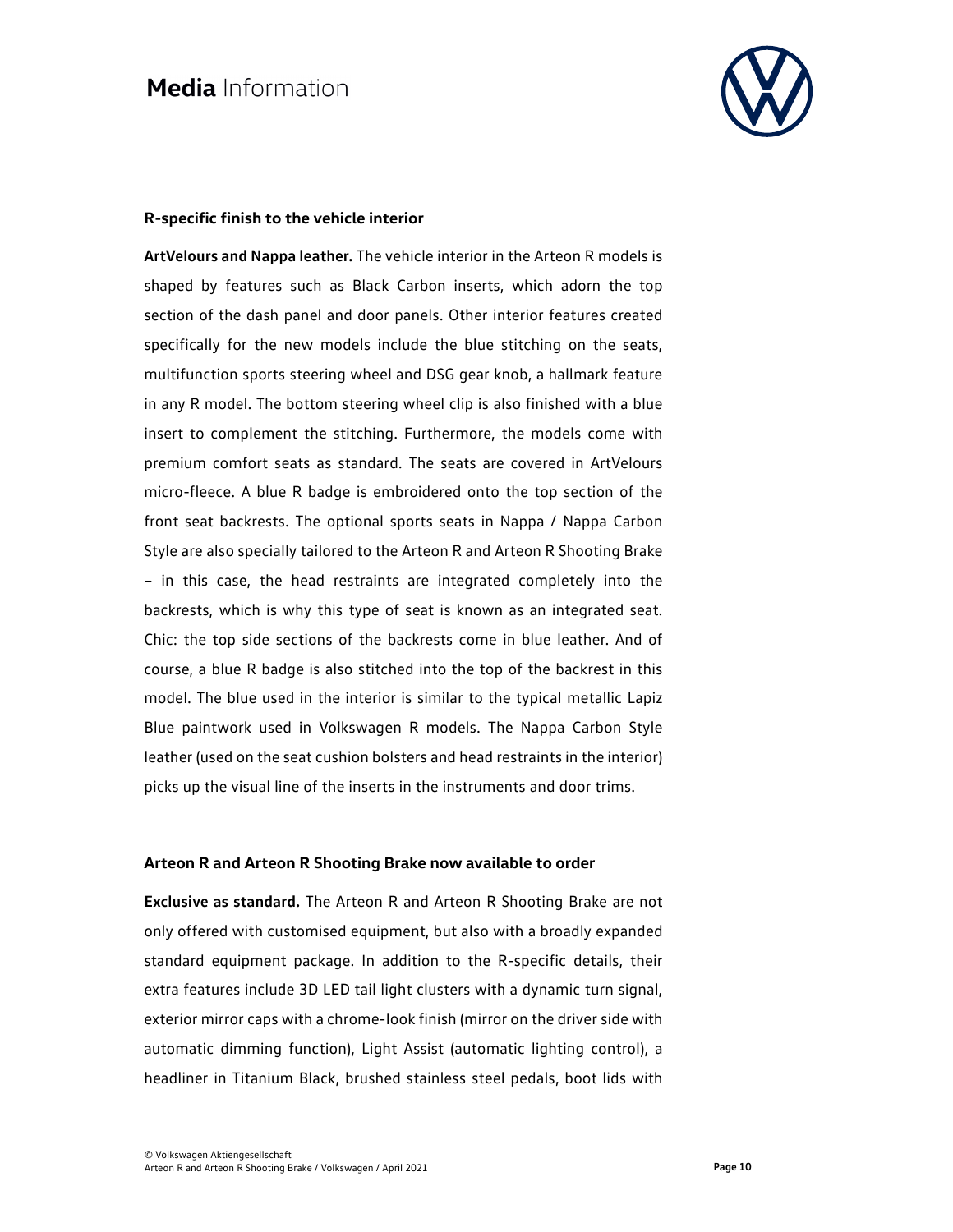**R-specific finish to the vehicle interior**

**ArtVelours and Nappa leather.** The vehicle interior in the Arteon R models is shaped by features such as Black Carbon inserts, which adorn the top section of the dash panel and door panels. Other interior features created specifically for the new models include the blue stitching on the seats, multifunction sports steering wheel and DSG gear knob, a hallmark feature in any R model. The bottom steering wheel clip is also finished with a blue insert to complement the stitching. Furthermore, the models come with premium comfort seats as standard. The seats are covered in ArtVelours micro-fleece. A blue R badge is embroidered onto the top section of the front seat backrests. The optional sports seats in Nappa / Nappa Carbon Style are also specially tailored to the Arteon R and Arteon R Shooting Brake – in this case, the head restraints are integrated completely into the backrests, which is why this type of seat is known as an integrated seat. Chic: the top side sections of the backrests come in blue leather. And of course, a blue R badge is also stitched into the top of the backrest in this model. The blue used in the interior is similar to the typical metallic Lapiz Blue paintwork used in Volkswagen R models. The Nappa Carbon Style leather (used on the seat cushion bolsters and head restraints in the interior) picks up the visual line of the inserts in the instruments and door trims.

**Arteon R and Arteon R Shooting Brake now available to order**

**Exclusive as standard.** The Arteon R and Arteon R Shooting Brake are not only offered with customised equipment, but also with a broadly expanded standard equipment package. In addition to the R-specific details, their extra features include 3D LED tail light clusters with a dynamic turn signal, exterior mirror caps with a chrome-look finish (mirror on the driver side with automatic dimming function), Light Assist (automatic lighting control), a headliner in Titanium Black, brushed stainless steel pedals, boot lids with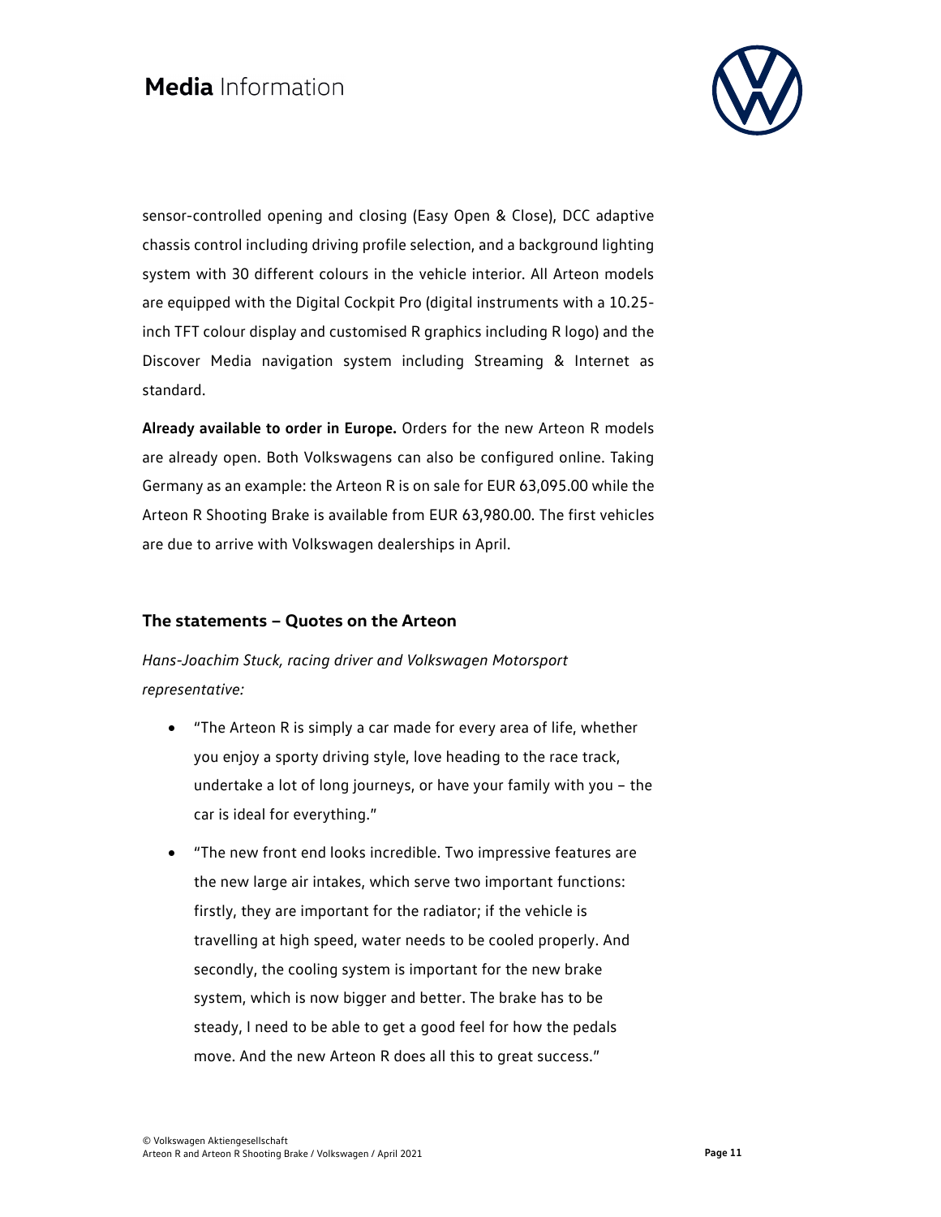sensor-controlled opening and closing (Easy Open & Close), DCC adaptive chassis control including driving profile selection, and a background lighting system with 30 different colours in the vehicle interior. All Arteon models are equipped with the Digital Cockpit Pro (digital instruments with a 10.25-inch TFT colour display and customised R graphics including R logo) and the Discover Media navigation system including Streaming & Internet as standard.

**Already available to order in Europe.** Orders for the new Arteon R models are already open. Both Volkswagens can also be configured online. Taking Germany as an example: the Arteon R is on sale for EUR 63,095.00 while the Arteon R Shooting Brake is available from EUR 63,980.00. The first vehicles are due to arrive with Volkswagen dealerships in April.

## The statements – Quotes on the Arteon

*Hans-Joachim Stuck, racing driver and Volkswagen Motorsport representative:*

- "The Arteon R is simply a car made for every area of life, whether you enjoy a sporty driving style, love heading to the race track, undertake a lot of long journeys, or have your family with you – the car is ideal for everything."
- "The new front end looks incredible. Two impressive features are the new large air intakes, which serve two important functions: firstly, they are important for the radiator; if the vehicle is travelling at high speed, water needs to be cooled properly. And secondly, the cooling system is important for the new brake system, which is now bigger and better. The brake has to be steady, I need to be able to get a good feel for how the pedals move. And the new Arteon R does all this to great success."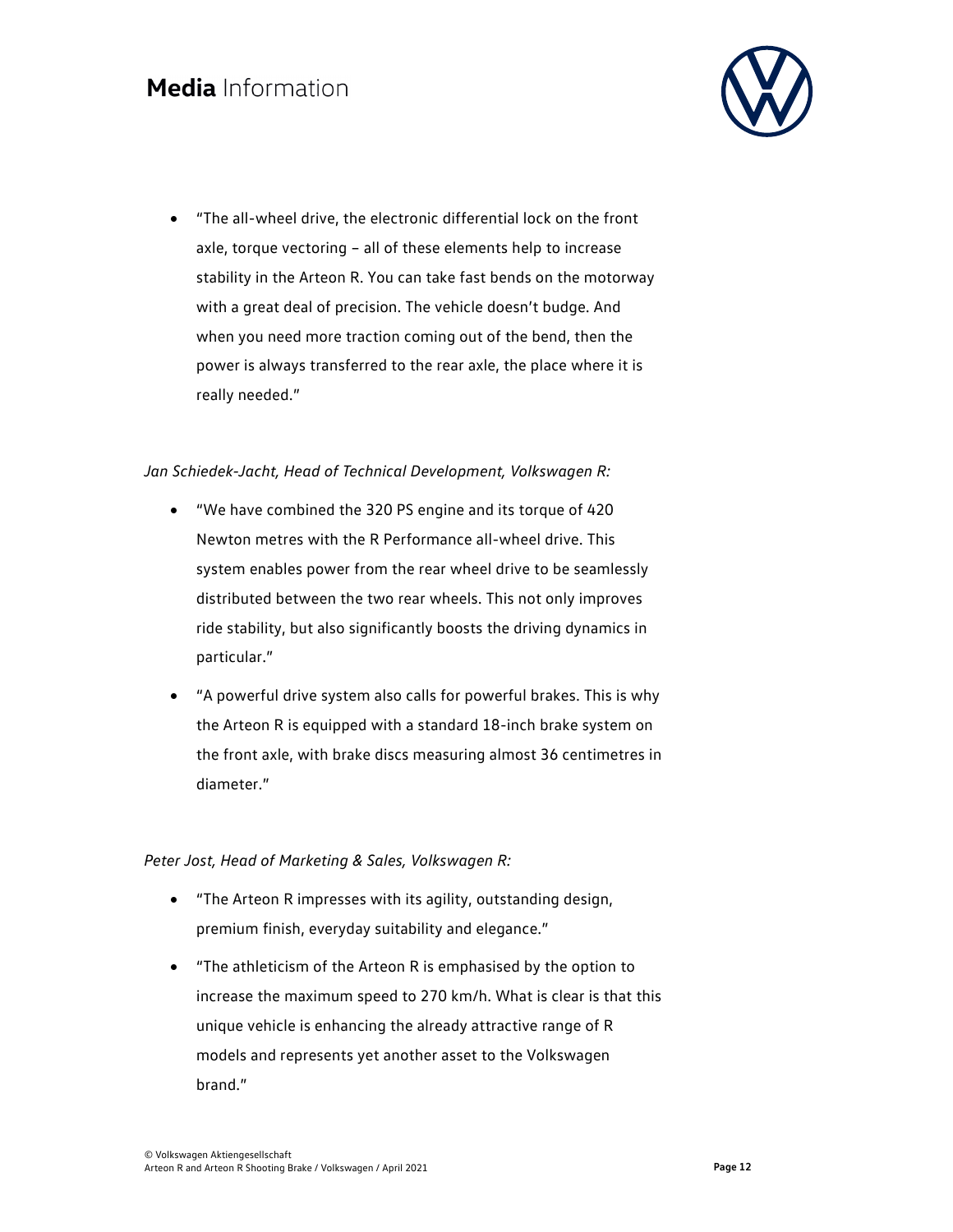- "The all-wheel drive, the electronic differential lock on the front axle, torque vectoring – all of these elements help to increase stability in the Arteon R. You can take fast bends on the motorway with a great deal of precision. The vehicle doesn't budge. And when you need more traction coming out of the bend, then the power is always transferred to the rear axle, the place where it is really needed."

*Jan Schiedek-Jacht, Head of Technical Development, Volkswagen R:*

- "We have combined the 320 PS engine and its torque of 420 Newton metres with the R Performance all-wheel drive. This system enables power from the rear wheel drive to be seamlessly distributed between the two rear wheels. This not only improves ride stability, but also significantly boosts the driving dynamics in particular."
- "A powerful drive system also calls for powerful brakes. This is why the Arteon R is equipped with a standard 18-inch brake system on the front axle, with brake discs measuring almost 36 centimetres in diameter."

*Peter Jost, Head of Marketing & Sales, Volkswagen R:*

- "The Arteon R impresses with its agility, outstanding design, premium finish, everyday suitability and elegance."
- "The athleticism of the Arteon R is emphasised by the option to increase the maximum speed to 270 km/h. What is clear is that this unique vehicle is enhancing the already attractive range of R models and represents yet another asset to the Volkswagen brand."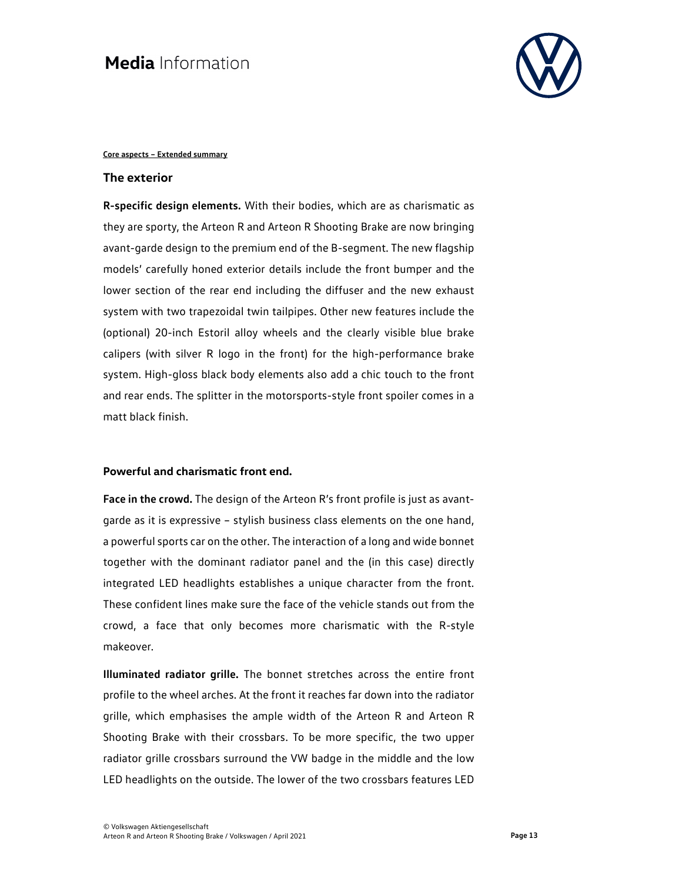**Core aspects – Extended summary**

## The exterior

**R-specific design elements.** With their bodies, which are as charismatic as they are sporty, the Arteon R and Arteon R Shooting Brake are now bringing avant-garde design to the premium end of the B-segment. The new flagship models' carefully honed exterior details include the front bumper and the lower section of the rear end including the diffuser and the new exhaust system with two trapezoidal twin tailpipes. Other new features include the (optional) 20-inch Estoril alloy wheels and the clearly visible blue brake calipers (with silver R logo in the front) for the high-performance brake system. High-gloss black body elements also add a chic touch to the front and rear ends. The splitter in the motorsports-style front spoiler comes in a matt black finish.

### Powerful and charismatic front end.

**Face in the crowd.** The design of the Arteon R's front profile is just as avant-garde as it is expressive – stylish business class elements on the one hand, a powerful sports car on the other. The interaction of a long and wide bonnet together with the dominant radiator panel and the (in this case) directly integrated LED headlights establishes a unique character from the front. These confident lines make sure the face of the vehicle stands out from the crowd, a face that only becomes more charismatic with the R-style makeover.

**Illuminated radiator grille.** The bonnet stretches across the entire front profile to the wheel arches. At the front it reaches far down into the radiator grille, which emphasises the ample width of the Arteon R and Arteon R Shooting Brake with their crossbars. To be more specific, the two upper radiator grille crossbars surround the VW badge in the middle and the low LED headlights on the outside. The lower of the two crossbars features LED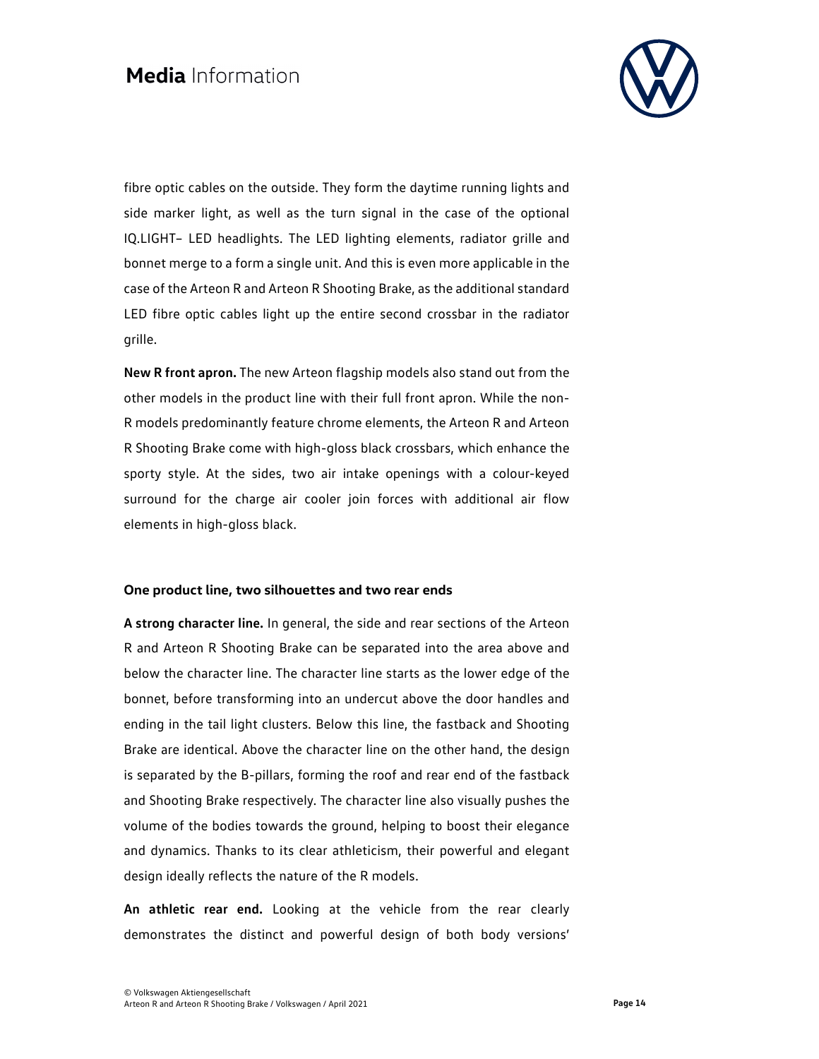fibre optic cables on the outside. They form the daytime running lights and side marker light, as well as the turn signal in the case of the optional IQ.LIGHT– LED headlights. The LED lighting elements, radiator grille and bonnet merge to a form a single unit. And this is even more applicable in the case of the Arteon R and Arteon R Shooting Brake, as the additional standard LED fibre optic cables light up the entire second crossbar in the radiator grille.

**New R front apron.** The new Arteon flagship models also stand out from the other models in the product line with their full front apron. While the non-R models predominantly feature chrome elements, the Arteon R and Arteon R Shooting Brake come with high-gloss black crossbars, which enhance the sporty style. At the sides, two air intake openings with a colour-keyed surround for the charge air cooler join forces with additional air flow elements in high-gloss black.

### One product line, two silhouettes and two rear ends

**A strong character line.** In general, the side and rear sections of the Arteon R and Arteon R Shooting Brake can be separated into the area above and below the character line. The character line starts as the lower edge of the bonnet, before transforming into an undercut above the door handles and ending in the tail light clusters. Below this line, the fastback and Shooting Brake are identical. Above the character line on the other hand, the design is separated by the B-pillars, forming the roof and rear end of the fastback and Shooting Brake respectively. The character line also visually pushes the volume of the bodies towards the ground, helping to boost their elegance and dynamics. Thanks to its clear athleticism, their powerful and elegant design ideally reflects the nature of the R models.

**An athletic rear end.** Looking at the vehicle from the rear clearly demonstrates the distinct and powerful design of both body versions'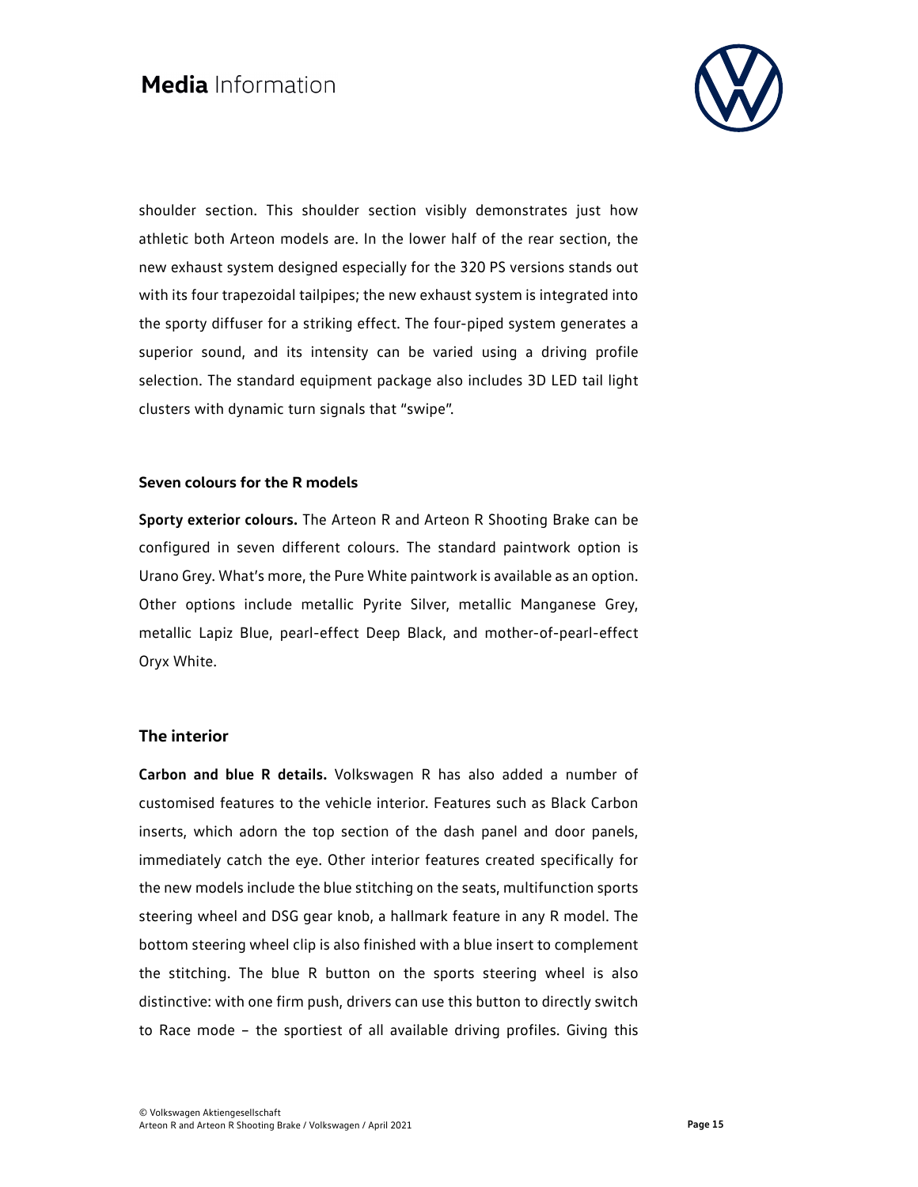shoulder section. This shoulder section visibly demonstrates just how athletic both Arteon models are. In the lower half of the rear section, the new exhaust system designed especially for the 320 PS versions stands out with its four trapezoidal tailpipes; the new exhaust system is integrated into the sporty diffuser for a striking effect. The four-piped system generates a superior sound, and its intensity can be varied using a driving profile selection. The standard equipment package also includes 3D LED tail light clusters with dynamic turn signals that "swipe".

#### Seven colours for the R models

**Sporty exterior colours.** The Arteon R and Arteon R Shooting Brake can be configured in seven different colours. The standard paintwork option is Urano Grey. What's more, the Pure White paintwork is available as an option. Other options include metallic Pyrite Silver, metallic Manganese Grey, metallic Lapiz Blue, pearl-effect Deep Black, and mother-of-pearl-effect Oryx White.

### The interior

**Carbon and blue R details.** Volkswagen R has also added a number of customised features to the vehicle interior. Features such as Black Carbon inserts, which adorn the top section of the dash panel and door panels, immediately catch the eye. Other interior features created specifically for the new models include the blue stitching on the seats, multifunction sports steering wheel and DSG gear knob, a hallmark feature in any R model. The bottom steering wheel clip is also finished with a blue insert to complement the stitching. The blue R button on the sports steering wheel is also distinctive: with one firm push, drivers can use this button to directly switch to Race mode – the sportiest of all available driving profiles. Giving this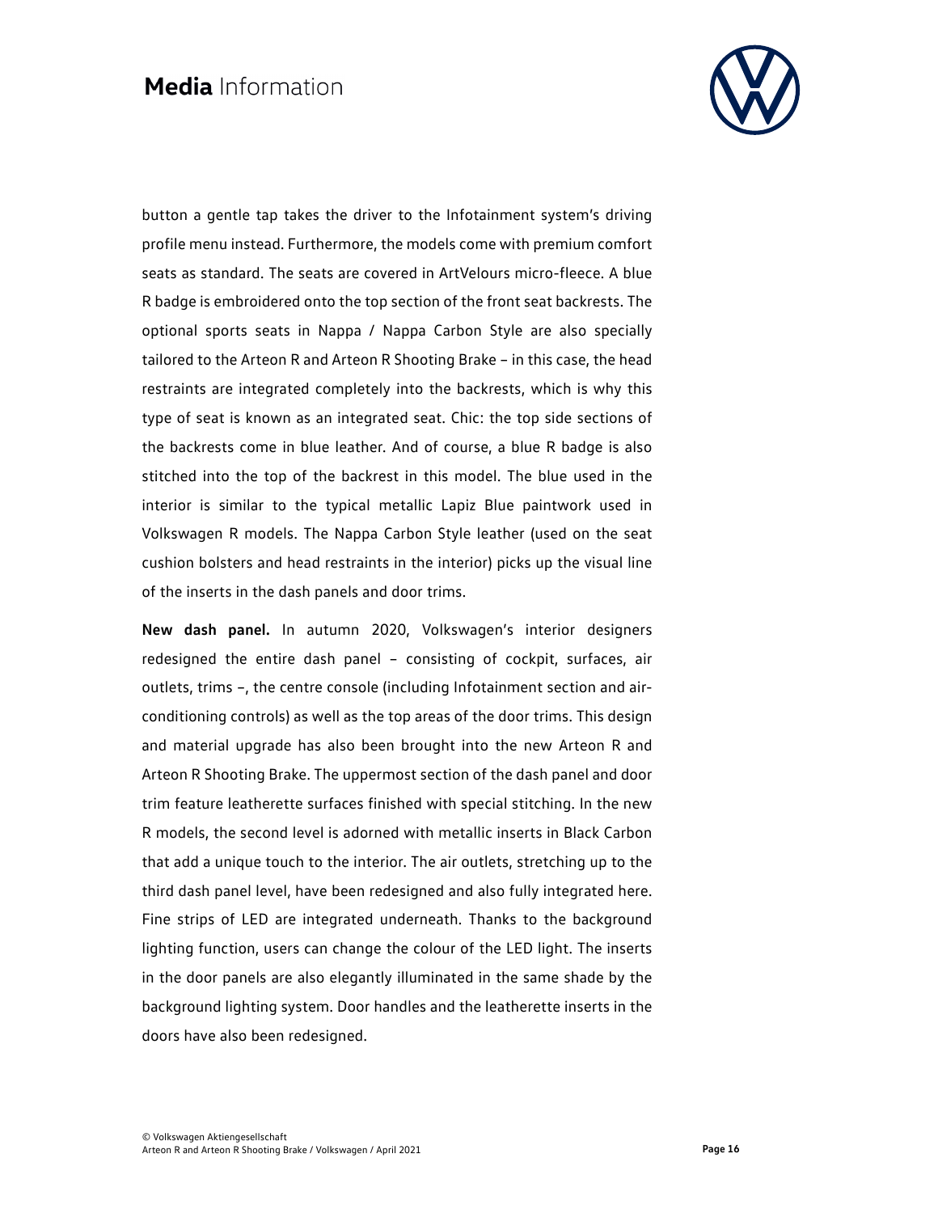button a gentle tap takes the driver to the Infotainment system's driving profile menu instead. Furthermore, the models come with premium comfort seats as standard. The seats are covered in ArtVelours micro-fleece. A blue R badge is embroidered onto the top section of the front seat backrests. The optional sports seats in Nappa / Nappa Carbon Style are also specially tailored to the Arteon R and Arteon R Shooting Brake – in this case, the head restraints are integrated completely into the backrests, which is why this type of seat is known as an integrated seat. Chic: the top side sections of the backrests come in blue leather. And of course, a blue R badge is also stitched into the top of the backrest in this model. The blue used in the interior is similar to the typical metallic Lapiz Blue paintwork used in Volkswagen R models. The Nappa Carbon Style leather (used on the seat cushion bolsters and head restraints in the interior) picks up the visual line of the inserts in the dash panels and door trims.

**New dash panel.** In autumn 2020, Volkswagen's interior designers redesigned the entire dash panel – consisting of cockpit, surfaces, air outlets, trims –, the centre console (including Infotainment section and air-conditioning controls) as well as the top areas of the door trims. This design and material upgrade has also been brought into the new Arteon R and Arteon R Shooting Brake. The uppermost section of the dash panel and door trim feature leatherette surfaces finished with special stitching. In the new R models, the second level is adorned with metallic inserts in Black Carbon that add a unique touch to the interior. The air outlets, stretching up to the third dash panel level, have been redesigned and also fully integrated here. Fine strips of LED are integrated underneath. Thanks to the background lighting function, users can change the colour of the LED light. The inserts in the door panels are also elegantly illuminated in the same shade by the background lighting system. Door handles and the leatherette inserts in the doors have also been redesigned.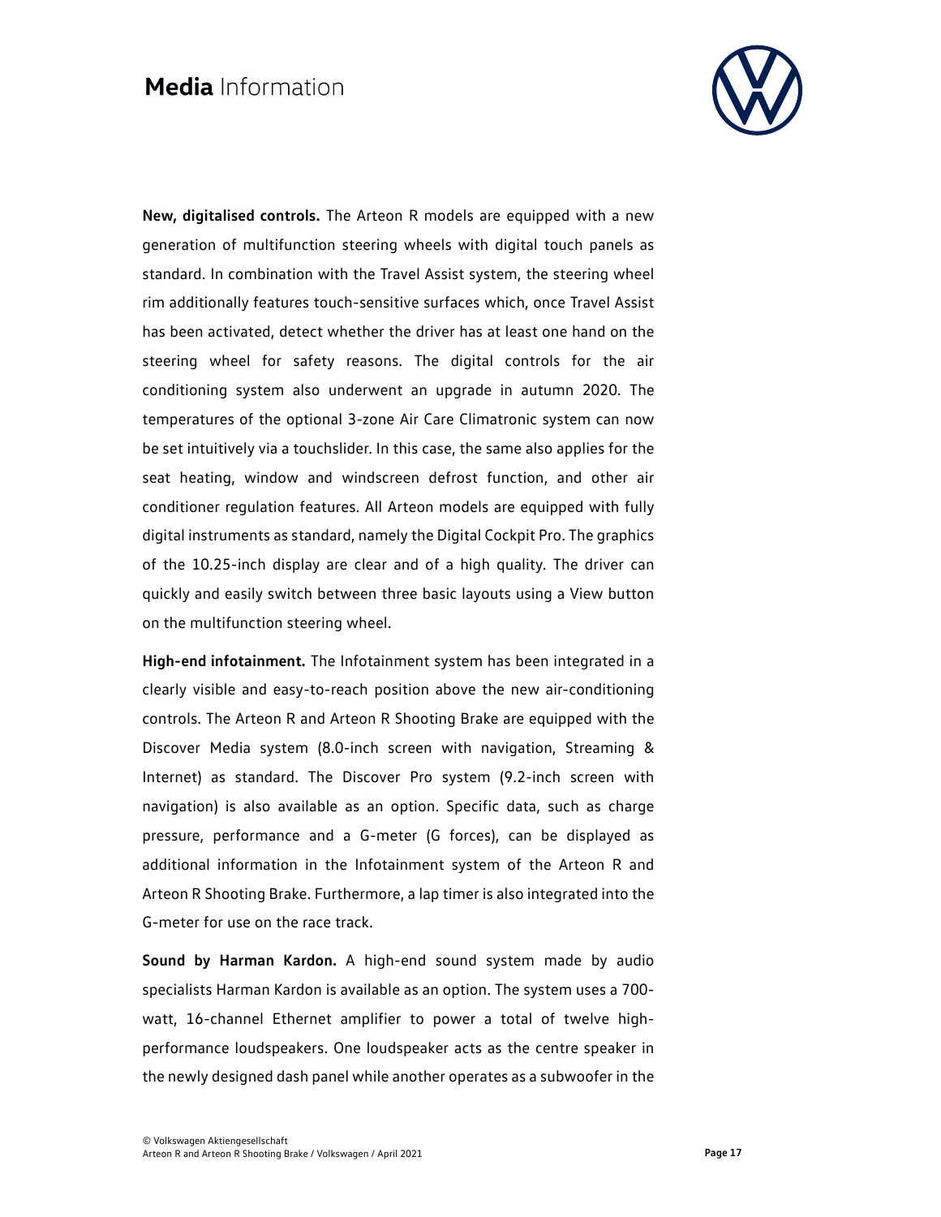**New, digitalised controls.** The Arteon R models are equipped with a new generation of multifunction steering wheels with digital touch panels as standard. In combination with the Travel Assist system, the steering wheel rim additionally features touch-sensitive surfaces which, once Travel Assist has been activated, detect whether the driver has at least one hand on the steering wheel for safety reasons. The digital controls for the air conditioning system also underwent an upgrade in autumn 2020. The temperatures of the optional 3-zone Air Care Climatronic system can now be set intuitively via a touchslider. In this case, the same also applies for the seat heating, window and windscreen defrost function, and other air conditioner regulation features. All Arteon models are equipped with fully digital instruments as standard, namely the Digital Cockpit Pro. The graphics of the 10.25-inch display are clear and of a high quality. The driver can quickly and easily switch between three basic layouts using a View button on the multifunction steering wheel.

**High-end infotainment.** The Infotainment system has been integrated in a clearly visible and easy-to-reach position above the new air-conditioning controls. The Arteon R and Arteon R Shooting Brake are equipped with the Discover Media system (8.0-inch screen with navigation, Streaming & Internet) as standard. The Discover Pro system (9.2-inch screen with navigation) is also available as an option. Specific data, such as charge pressure, performance and a G-meter (G forces), can be displayed as additional information in the Infotainment system of the Arteon R and Arteon R Shooting Brake. Furthermore, a lap timer is also integrated into the G-meter for use on the race track.

**Sound by Harman Kardon.** A high-end sound system made by audio specialists Harman Kardon is available as an option. The system uses a 700-watt, 16-channel Ethernet amplifier to power a total of twelve high-performance loudspeakers. One loudspeaker acts as the centre speaker in the newly designed dash panel while another operates as a subwoofer in the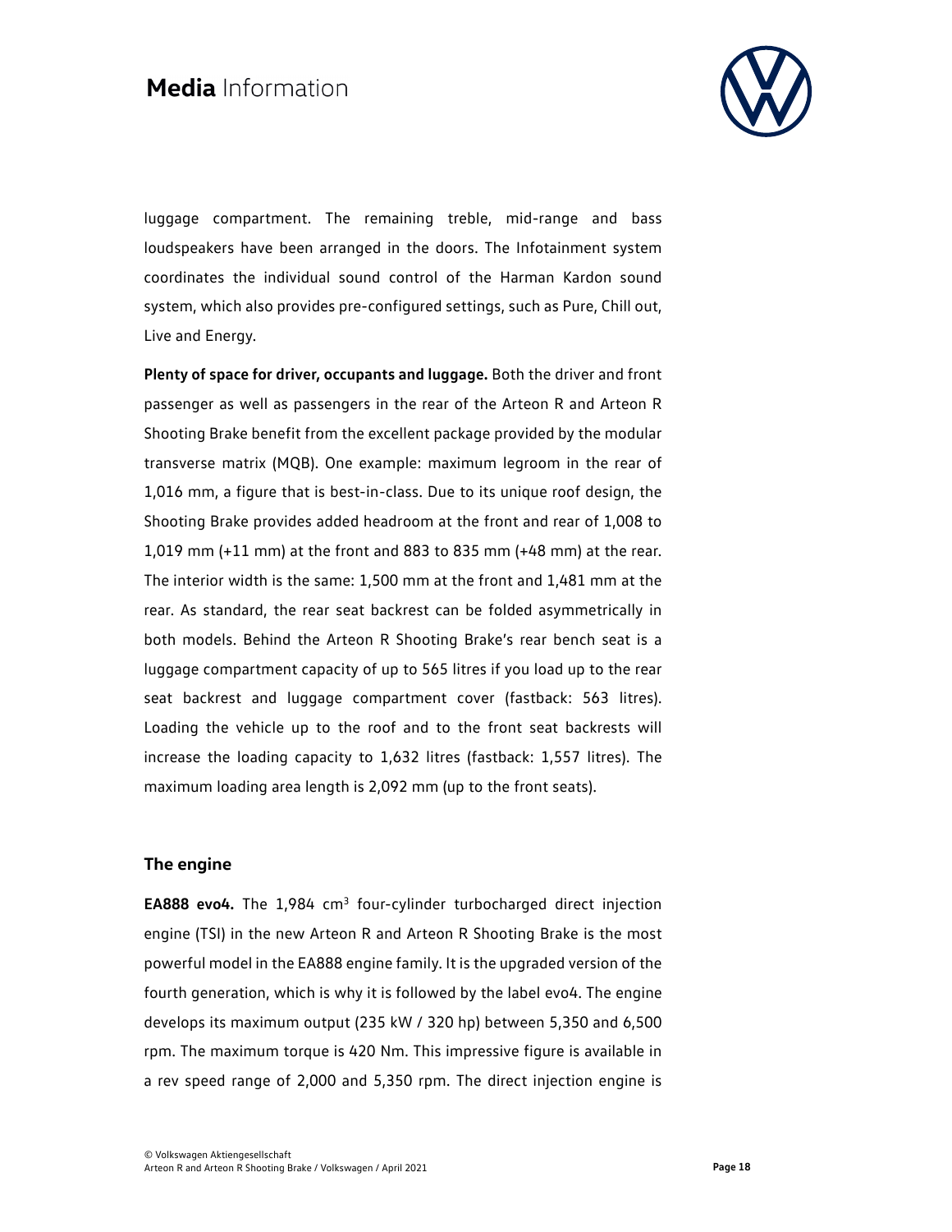luggage compartment. The remaining treble, mid-range and bass loudspeakers have been arranged in the doors. The Infotainment system coordinates the individual sound control of the Harman Kardon sound system, which also provides pre-configured settings, such as Pure, Chill out, Live and Energy.

**Plenty of space for driver, occupants and luggage.** Both the driver and front passenger as well as passengers in the rear of the Arteon R and Arteon R Shooting Brake benefit from the excellent package provided by the modular transverse matrix (MQB). One example: maximum legroom in the rear of 1,016 mm, a figure that is best-in-class. Due to its unique roof design, the Shooting Brake provides added headroom at the front and rear of 1,008 to 1,019 mm (+11 mm) at the front and 883 to 835 mm (+48 mm) at the rear. The interior width is the same: 1,500 mm at the front and 1,481 mm at the rear. As standard, the rear seat backrest can be folded asymmetrically in both models. Behind the Arteon R Shooting Brake's rear bench seat is a luggage compartment capacity of up to 565 litres if you load up to the rear seat backrest and luggage compartment cover (fastback: 563 litres). Loading the vehicle up to the roof and to the front seat backrests will increase the loading capacity to 1,632 litres (fastback: 1,557 litres). The maximum loading area length is 2,092 mm (up to the front seats).

## The engine

**EA888 evo4.** The 1,984 $cm^3$ four-cylinder turbocharged direct injection engine (TSI) in the new Arteon R and Arteon R Shooting Brake is the most powerful model in the EA888 engine family. It is the upgraded version of the fourth generation, which is why it is followed by the label evo4. The engine develops its maximum output (235 kW / 320 hp) between 5,350 and 6,500 rpm. The maximum torque is 420 Nm. This impressive figure is available in a rev speed range of 2,000 and 5,350 rpm. The direct injection engine is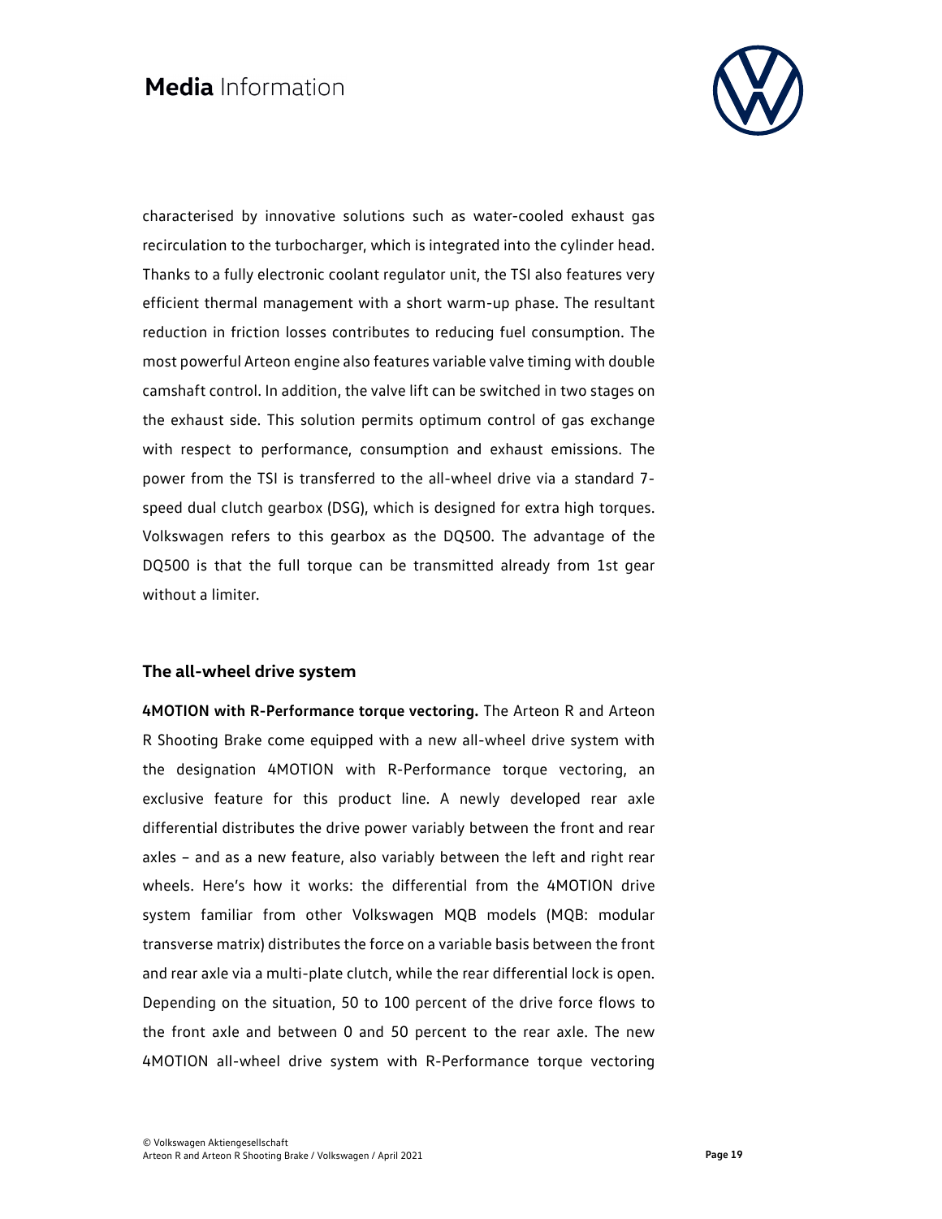characterised by innovative solutions such as water-cooled exhaust gas recirculation to the turbocharger, which is integrated into the cylinder head. Thanks to a fully electronic coolant regulator unit, the TSI also features very efficient thermal management with a short warm-up phase. The resultant reduction in friction losses contributes to reducing fuel consumption. The most powerful Arteon engine also features variable valve timing with double camshaft control. In addition, the valve lift can be switched in two stages on the exhaust side. This solution permits optimum control of gas exchange with respect to performance, consumption and exhaust emissions. The power from the TSI is transferred to the all-wheel drive via a standard 7-speed dual clutch gearbox (DSG), which is designed for extra high torques. Volkswagen refers to this gearbox as the DQ500. The advantage of the DQ500 is that the full torque can be transmitted already from 1st gear without a limiter.

## The all-wheel drive system

**4MOTION with R-Performance torque vectoring.** The Arteon R and Arteon R Shooting Brake come equipped with a new all-wheel drive system with the designation 4MOTION with R-Performance torque vectoring, an exclusive feature for this product line. A newly developed rear axle differential distributes the drive power variably between the front and rear axles – and as a new feature, also variably between the left and right rear wheels. Here's how it works: the differential from the 4MOTION drive system familiar from other Volkswagen MQB models (MQB: modular transverse matrix) distributes the force on a variable basis between the front and rear axle via a multi-plate clutch, while the rear differential lock is open. Depending on the situation, 50 to 100 percent of the drive force flows to the front axle and between 0 and 50 percent to the rear axle. The new 4MOTION all-wheel drive system with R-Performance torque vectoring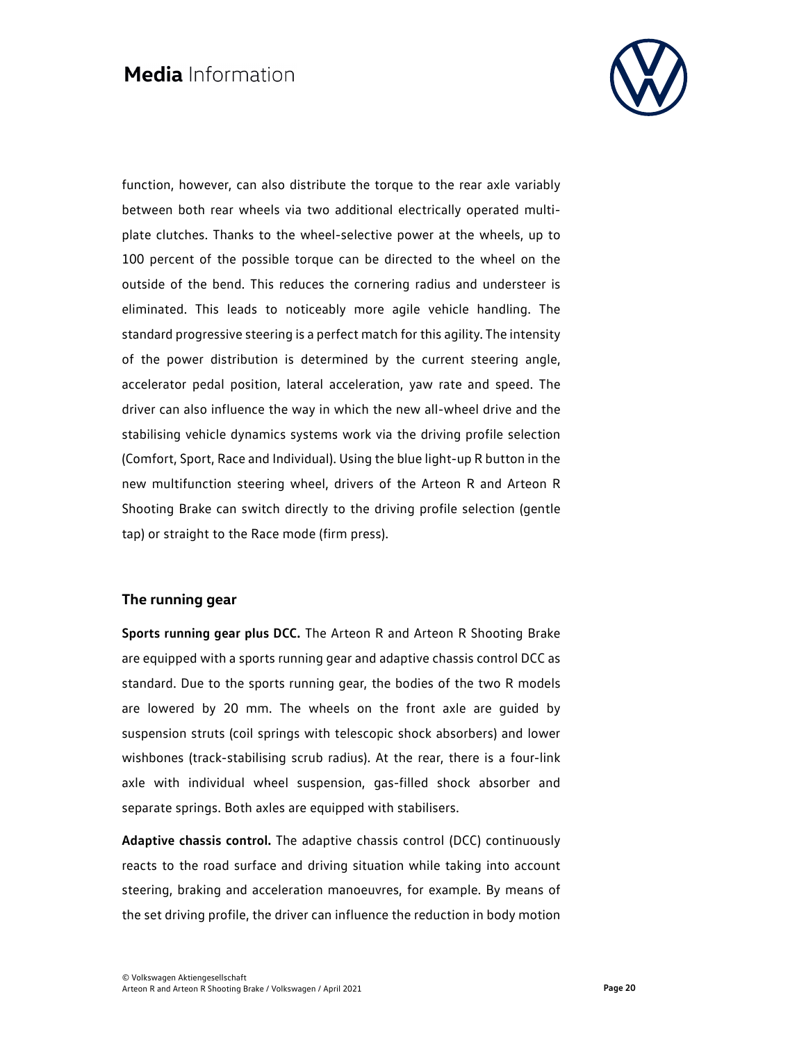function, however, can also distribute the torque to the rear axle variably between both rear wheels via two additional electrically operated multi-plate clutches. Thanks to the wheel-selective power at the wheels, up to 100 percent of the possible torque can be directed to the wheel on the outside of the bend. This reduces the cornering radius and understeer is eliminated. This leads to noticeably more agile vehicle handling. The standard progressive steering is a perfect match for this agility. The intensity of the power distribution is determined by the current steering angle, accelerator pedal position, lateral acceleration, yaw rate and speed. The driver can also influence the way in which the new all-wheel drive and the stabilising vehicle dynamics systems work via the driving profile selection (Comfort, Sport, Race and Individual). Using the blue light-up R button in the new multifunction steering wheel, drivers of the Arteon R and Arteon R Shooting Brake can switch directly to the driving profile selection (gentle tap) or straight to the Race mode (firm press).

### The running gear

**Sports running gear plus DCC.** The Arteon R and Arteon R Shooting Brake are equipped with a sports running gear and adaptive chassis control DCC as standard. Due to the sports running gear, the bodies of the two R models are lowered by 20 mm. The wheels on the front axle are guided by suspension struts (coil springs with telescopic shock absorbers) and lower wishbones (track-stabilising scrub radius). At the rear, there is a four-link axle with individual wheel suspension, gas-filled shock absorber and separate springs. Both axles are equipped with stabilisers.

**Adaptive chassis control.** The adaptive chassis control (DCC) continuously reacts to the road surface and driving situation while taking into account steering, braking and acceleration manoeuvres, for example. By means of the set driving profile, the driver can influence the reduction in body motion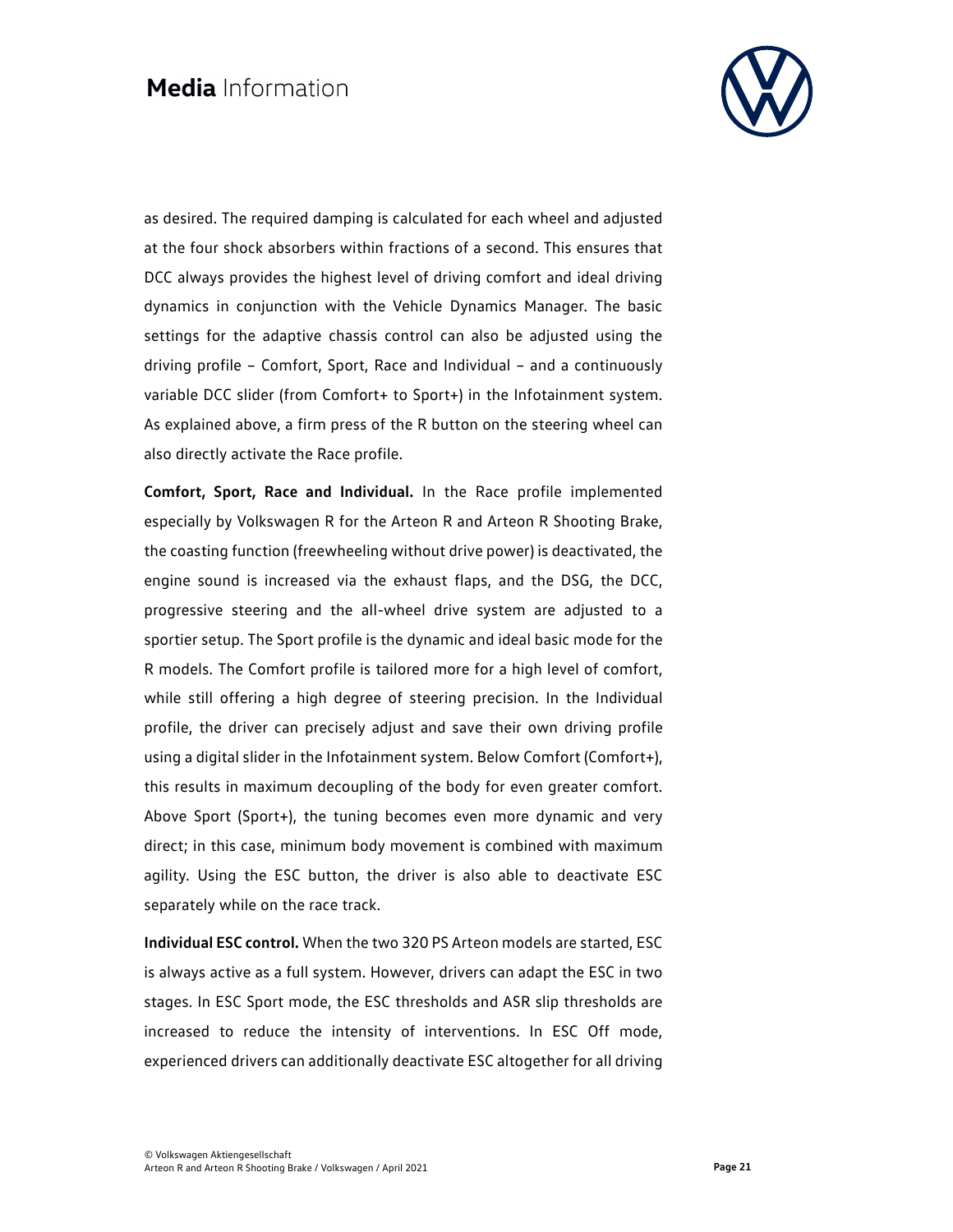as desired. The required damping is calculated for each wheel and adjusted at the four shock absorbers within fractions of a second. This ensures that DCC always provides the highest level of driving comfort and ideal driving dynamics in conjunction with the Vehicle Dynamics Manager. The basic settings for the adaptive chassis control can also be adjusted using the driving profile – Comfort, Sport, Race and Individual – and a continuously variable DCC slider (from Comfort+ to Sport+) in the Infotainment system. As explained above, a firm press of the R button on the steering wheel can also directly activate the Race profile.

**Comfort, Sport, Race and Individual.** In the Race profile implemented especially by Volkswagen R for the Arteon R and Arteon R Shooting Brake, the coasting function (freewheeling without drive power) is deactivated, the engine sound is increased via the exhaust flaps, and the DSG, the DCC, progressive steering and the all-wheel drive system are adjusted to a sportier setup. The Sport profile is the dynamic and ideal basic mode for the R models. The Comfort profile is tailored more for a high level of comfort, while still offering a high degree of steering precision. In the Individual profile, the driver can precisely adjust and save their own driving profile using a digital slider in the Infotainment system. Below Comfort (Comfort+), this results in maximum decoupling of the body for even greater comfort. Above Sport (Sport+), the tuning becomes even more dynamic and very direct; in this case, minimum body movement is combined with maximum agility. Using the ESC button, the driver is also able to deactivate ESC separately while on the race track.

**Individual ESC control.** When the two 320 PS Arteon models are started, ESC is always active as a full system. However, drivers can adapt the ESC in two stages. In ESC Sport mode, the ESC thresholds and ASR slip thresholds are increased to reduce the intensity of interventions. In ESC Off mode, experienced drivers can additionally deactivate ESC altogether for all driving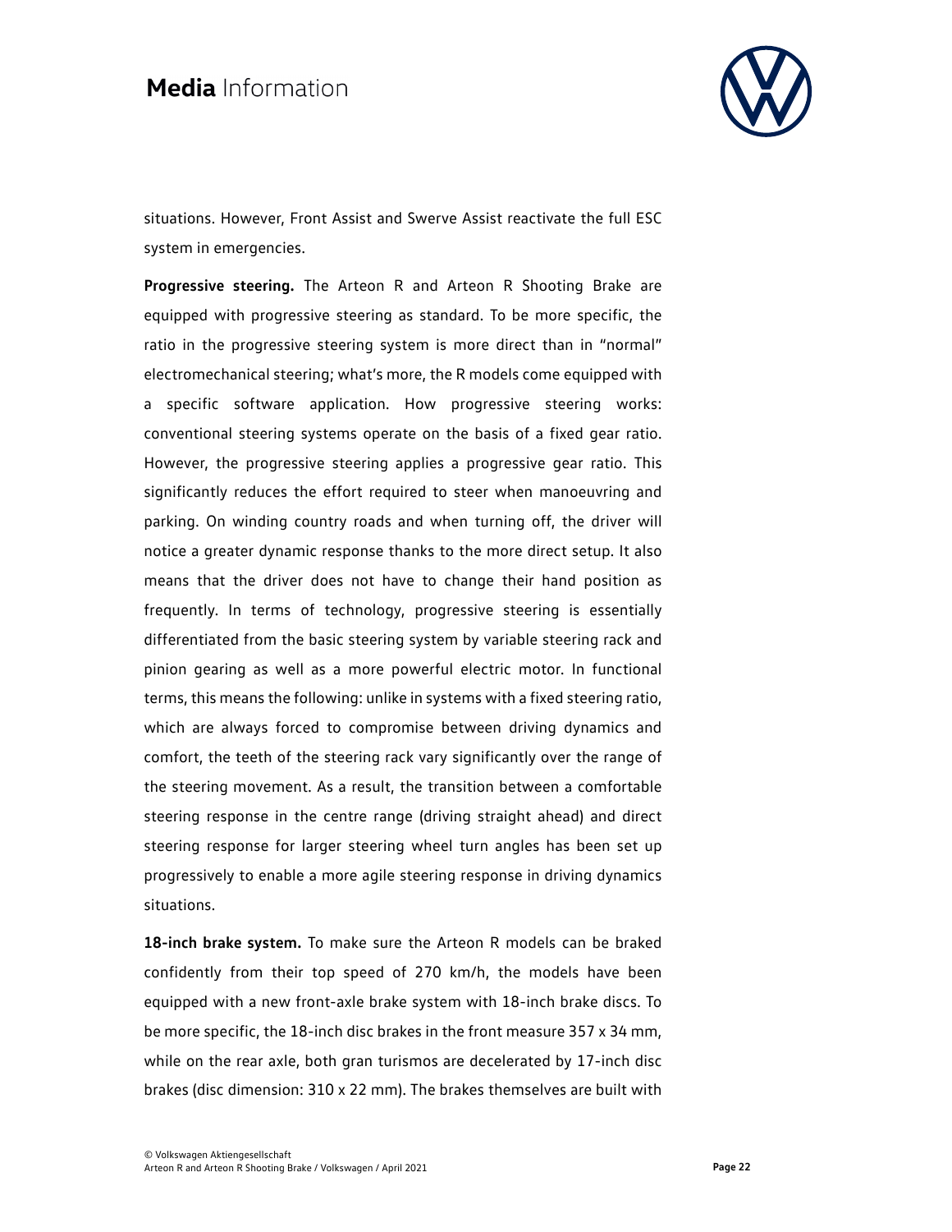situations. However, Front Assist and Swerve Assist reactivate the full ESC system in emergencies.

**Progressive steering.** The Arteon R and Arteon R Shooting Brake are equipped with progressive steering as standard. To be more specific, the ratio in the progressive steering system is more direct than in "normal" electromechanical steering; what's more, the R models come equipped with a specific software application. How progressive steering works: conventional steering systems operate on the basis of a fixed gear ratio. However, the progressive steering applies a progressive gear ratio. This significantly reduces the effort required to steer when manoeuvring and parking. On winding country roads and when turning off, the driver will notice a greater dynamic response thanks to the more direct setup. It also means that the driver does not have to change their hand position as frequently. In terms of technology, progressive steering is essentially differentiated from the basic steering system by variable steering rack and pinion gearing as well as a more powerful electric motor. In functional terms, this means the following: unlike in systems with a fixed steering ratio, which are always forced to compromise between driving dynamics and comfort, the teeth of the steering rack vary significantly over the range of the steering movement. As a result, the transition between a comfortable steering response in the centre range (driving straight ahead) and direct steering response for larger steering wheel turn angles has been set up progressively to enable a more agile steering response in driving dynamics situations.

**18-inch brake system.** To make sure the Arteon R models can be braked confidently from their top speed of 270 km/h, the models have been equipped with a new front-axle brake system with 18-inch brake discs. To be more specific, the 18-inch disc brakes in the front measure 357 x 34 mm, while on the rear axle, both gran turismos are decelerated by 17-inch disc brakes (disc dimension: 310 x 22 mm). The brakes themselves are built with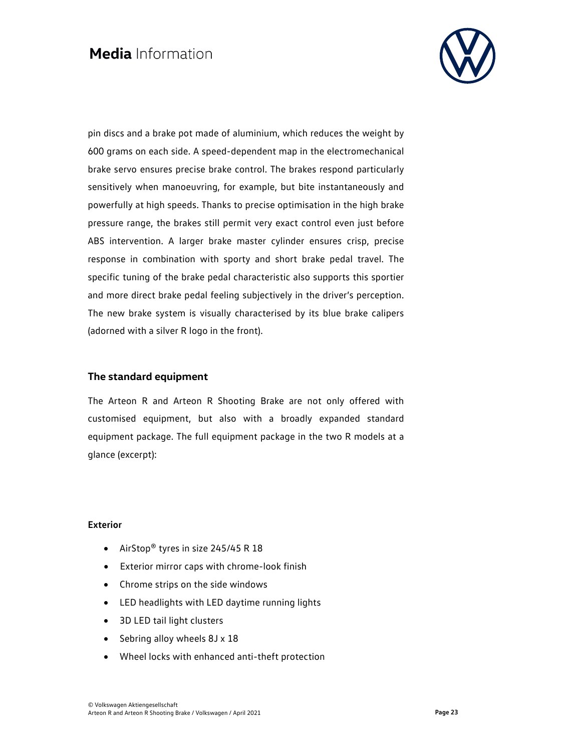pin discs and a brake pot made of aluminium, which reduces the weight by 600 grams on each side. A speed-dependent map in the electromechanical brake servo ensures precise brake control. The brakes respond particularly sensitively when manoeuvring, for example, but bite instantaneously and powerfully at high speeds. Thanks to precise optimisation in the high brake pressure range, the brakes still permit very exact control even just before ABS intervention. A larger brake master cylinder ensures crisp, precise response in combination with sporty and short brake pedal travel. The specific tuning of the brake pedal characteristic also supports this sportier and more direct brake pedal feeling subjectively in the driver's perception. The new brake system is visually characterised by its blue brake calipers (adorned with a silver R logo in the front).

## The standard equipment

The Arteon R and Arteon R Shooting Brake are not only offered with customised equipment, but also with a broadly expanded standard equipment package. The full equipment package in the two R models at a glance (excerpt):

### Exterior

- AirStop® tyres in size 245/45 R 18
- Exterior mirror caps with chrome-look finish
- Chrome strips on the side windows
- LED headlights with LED daytime running lights
- 3D LED tail light clusters
- Sebring alloy wheels 8J x 18
- Wheel locks with enhanced anti-theft protection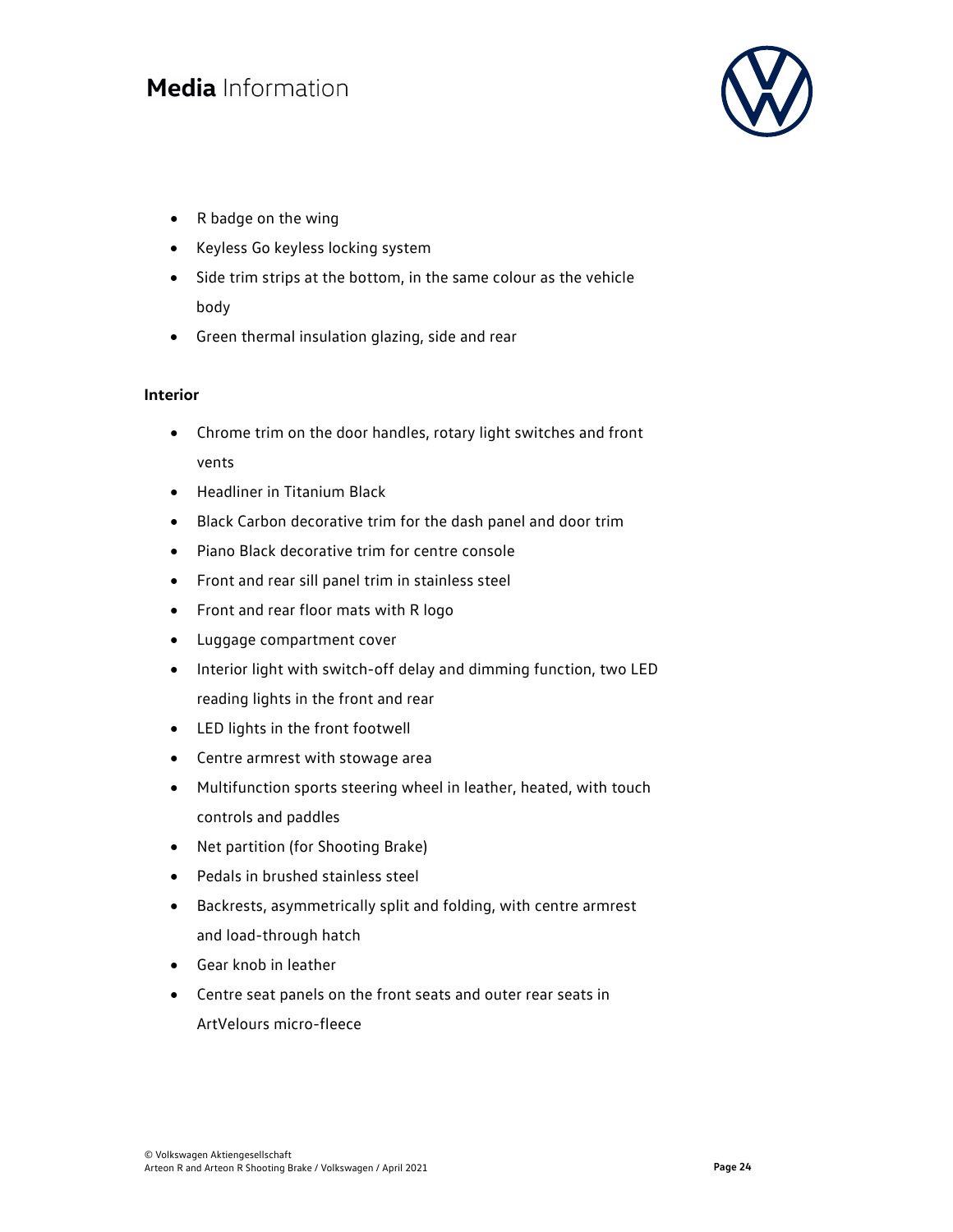- R badge on the wing
- Keyless Go keyless locking system
- Side trim strips at the bottom, in the same colour as the vehicle body
- Green thermal insulation glazing, side and rear

**Interior**

- Chrome trim on the door handles, rotary light switches and front vents
- Headliner in Titanium Black
- Black Carbon decorative trim for the dash panel and door trim
- Piano Black decorative trim for centre console
- Front and rear sill panel trim in stainless steel
- Front and rear floor mats with R logo
- Luggage compartment cover
- Interior light with switch-off delay and dimming function, two LED reading lights in the front and rear
- LED lights in the front footwell
- Centre armrest with stowage area
- Multifunction sports steering wheel in leather, heated, with touch controls and paddles
- Net partition (for Shooting Brake)
- Pedals in brushed stainless steel
- Backrests, asymmetrically split and folding, with centre armrest and load-through hatch
- Gear knob in leather
- Centre seat panels on the front seats and outer rear seats in ArtVelours micro-fleece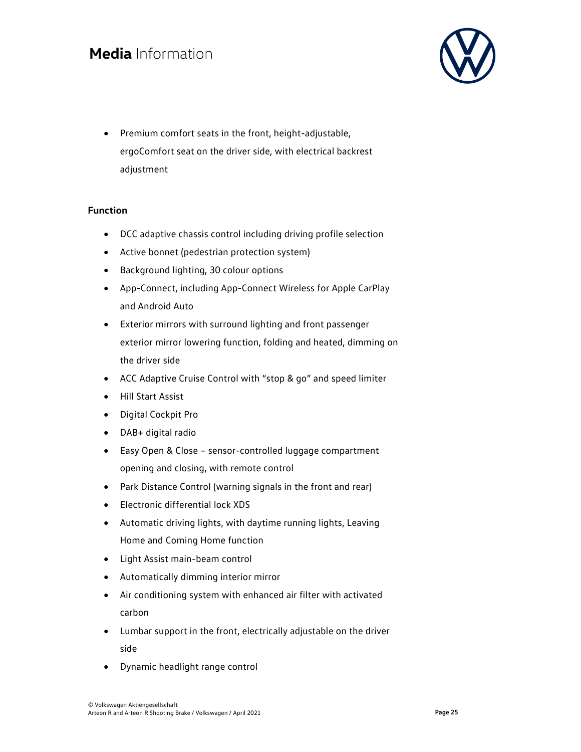- Premium comfort seats in the front, height-adjustable, ergoComfort seat on the driver side, with electrical backrest adjustment

**Function**

- DCC adaptive chassis control including driving profile selection
- Active bonnet (pedestrian protection system)
- Background lighting, 30 colour options
- App-Connect, including App-Connect Wireless for Apple CarPlay and Android Auto
- Exterior mirrors with surround lighting and front passenger exterior mirror lowering function, folding and heated, dimming on the driver side
- ACC Adaptive Cruise Control with “stop & go” and speed limiter
- Hill Start Assist
- Digital Cockpit Pro
- DAB+ digital radio
- Easy Open & Close – sensor-controlled luggage compartment opening and closing, with remote control
- Park Distance Control (warning signals in the front and rear)
- Electronic differential lock XDS
- Automatic driving lights, with daytime running lights, Leaving Home and Coming Home function
- Light Assist main-beam control
- Automatically dimming interior mirror
- Air conditioning system with enhanced air filter with activated carbon
- Lumbar support in the front, electrically adjustable on the driver side
- Dynamic headlight range control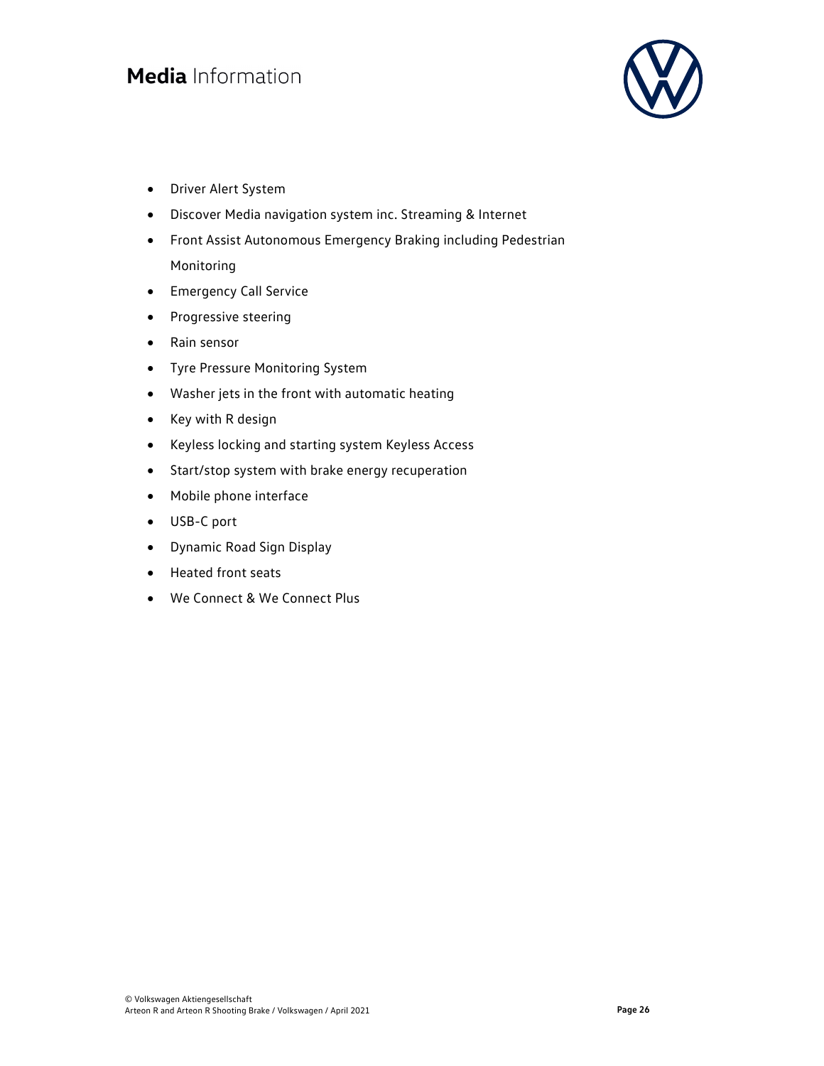- Driver Alert System
- Discover Media navigation system inc. Streaming & Internet
- Front Assist Autonomous Emergency Braking including Pedestrian Monitoring
- Emergency Call Service
- Progressive steering
- Rain sensor
- Tyre Pressure Monitoring System
- Washer jets in the front with automatic heating
- Key with R design
- Keyless locking and starting system Keyless Access
- Start/stop system with brake energy recuperation
- Mobile phone interface
- USB-C port
- Dynamic Road Sign Display
- Heated front seats
- We Connect & We Connect Plus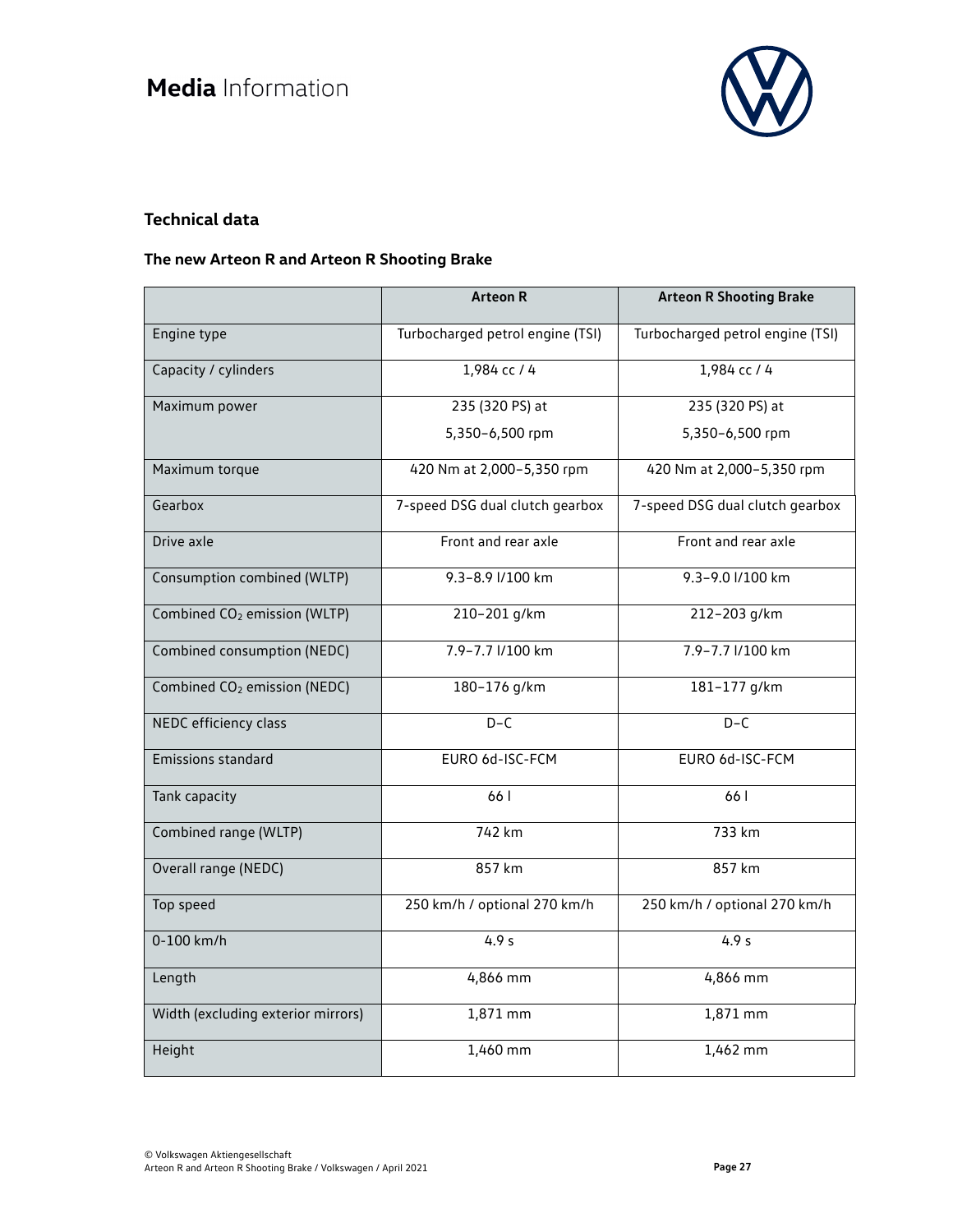## Technical data

### The new Arteon R and Arteon R Shooting Brake

| | Arteon R | Arteon R Shooting Brake |
|---|---|---|
| Engine type | Turbocharged petrol engine (TSI) | Turbocharged petrol engine (TSI) |
| Capacity / cylinders | 1,984 cc / 4 | 1,984 cc / 4 |
| Maximum power | 235 (320 PS) at 5,350–6,500 rpm | 235 (320 PS) at 5,350–6,500 rpm |
| Maximum torque | 420 Nm at 2,000–5,350 rpm | 420 Nm at 2,000–5,350 rpm |
| Gearbox | 7-speed DSG dual clutch gearbox | 7-speed DSG dual clutch gearbox |
| Drive axle | Front and rear axle | Front and rear axle |
| Consumption combined (WLTP) | 9.3–8.9 l/100 km | 9.3–9.0 l/100 km |
| Combined $CO_2$ emission (WLTP) | 210–201 g/km | 212–203 g/km |
| Combined consumption (NEDC) | 7.9–7.7 l/100 km | 7.9–7.7 l/100 km |
| Combined $CO_2$ emission (NEDC) | 180–176 g/km | 181–177 g/km |
| NEDC efficiency class | D–C | D–C |
| Emissions standard | EURO 6d-ISC-FCM | EURO 6d-ISC-FCM |
| Tank capacity | 66 l | 66 l |
| Combined range (WLTP) | 742 km | 733 km |
| Overall range (NEDC) | 857 km | 857 km |
| Top speed | 250 km/h / optional 270 km/h | 250 km/h / optional 270 km/h |
| 0-100 km/h | 4.9 s | 4.9 s |
| Length | 4,866 mm | 4,866 mm |
| Width (excluding exterior mirrors) | 1,871 mm | 1,871 mm |
| Height | 1,460 mm | 1,462 mm |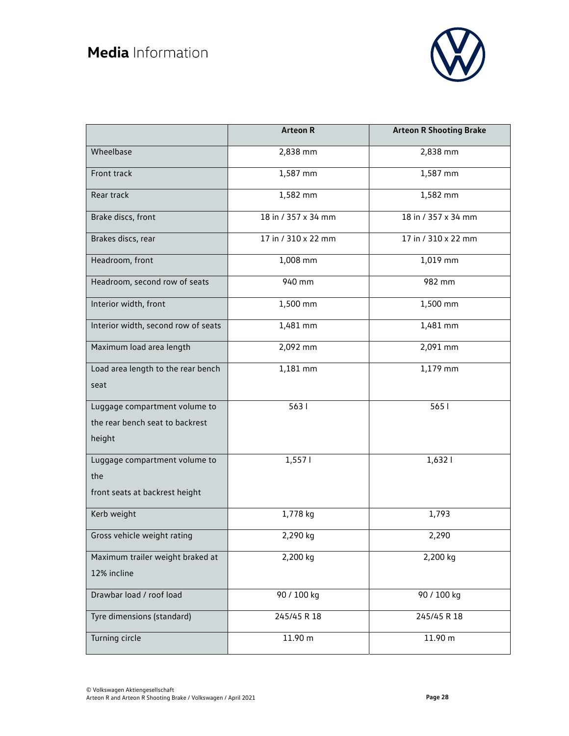# **Media** Information

| | Arteon R | Arteon R Shooting Brake |
|---|---|---|
| Wheelbase | 2,838 mm | 2,838 mm |
| Front track | 1,587 mm | 1,587 mm |
| Rear track | 1,582 mm | 1,582 mm |
| Brake discs, front | 18 in / 357 x 34 mm | 18 in / 357 x 34 mm |
| Brakes discs, rear | 17 in / 310 x 22 mm | 17 in / 310 x 22 mm |
| Headroom, front | 1,008 mm | 1,019 mm |
| Headroom, second row of seats | 940 mm | 982 mm |
| Interior width, front | 1,500 mm | 1,500 mm |
| Interior width, second row of seats | 1,481 mm | 1,481 mm |
| Maximum load area length | 2,092 mm | 2,091 mm |
| Load area length to the rear bench seat | 1,181 mm | 1,179 mm |
| Luggage compartment volume to the rear bench seat to backrest height | 563 l | 565 l |
| Luggage compartment volume to the front seats at backrest height | 1,557 l | 1,632 l |
| Kerb weight | 1,778 kg | 1,793 |
| Gross vehicle weight rating | 2,290 kg | 2,290 |
| Maximum trailer weight braked at 12% incline | 2,200 kg | 2,200 kg |
| Drawbar load / roof load | 90 / 100 kg | 90 / 100 kg |
| Tyre dimensions (standard) | 245/45 R 18 | 245/45 R 18 |
| Turning circle | 11.90 m | 11.90 m |

© Volkswagen Aktiengesellschaft
Arteon R and Arteon R Shooting Brake / Volkswagen / April 2021